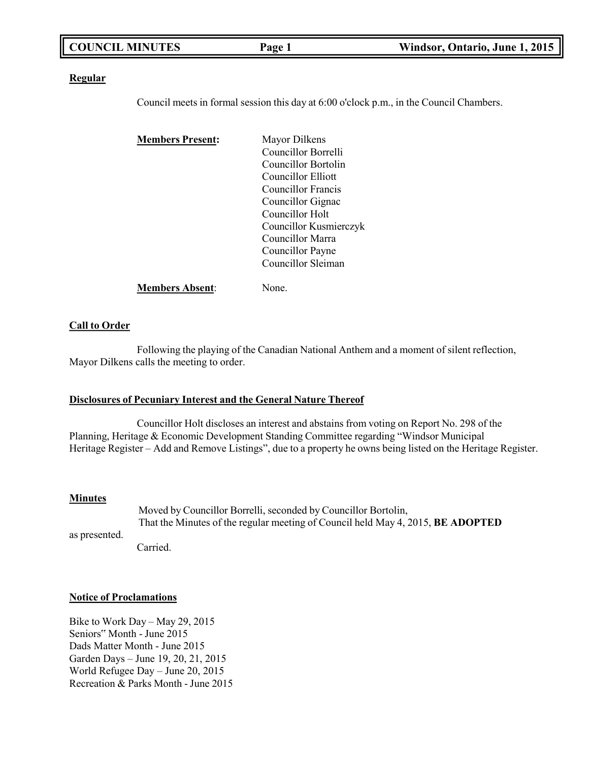**Regular**

Council meets in formal session this day at 6:00 o'clock p.m., in the Council Chambers.

**Members Present:**
Mayor Dilkens
Councillor Borrelli
Councillor Bortolin
Councillor Elliott
Councillor Francis
Councillor Gignac
Councillor Holt
Councillor Kusmierczyk
Councillor Marra
Councillor Payne
Councillor Sleiman

**Members Absent**: None.

**Call to Order**

Following the playing of the Canadian National Anthem and a moment of silent reflection, Mayor Dilkens calls the meeting to order.

**Disclosures of Pecuniary Interest and the General Nature Thereof**

Councillor Holt discloses an interest and abstains from voting on Report No. 298 of the Planning, Heritage & Economic Development Standing Committee regarding "Windsor Municipal Heritage Register – Add and Remove Listings", due to a property he owns being listed on the Heritage Register.

**Minutes**

Moved by Councillor Borrelli, seconded by Councillor Bortolin,
That the Minutes of the regular meeting of Council held May 4, 2015, **BE ADOPTED** as presented.
Carried.

**Notice of Proclamations**

Bike to Work Day – May 29, 2015
Seniors" Month - June 2015
Dads Matter Month - June 2015
Garden Days – June 19, 20, 21, 2015
World Refugee Day – June 20, 2015
Recreation & Parks Month - June 2015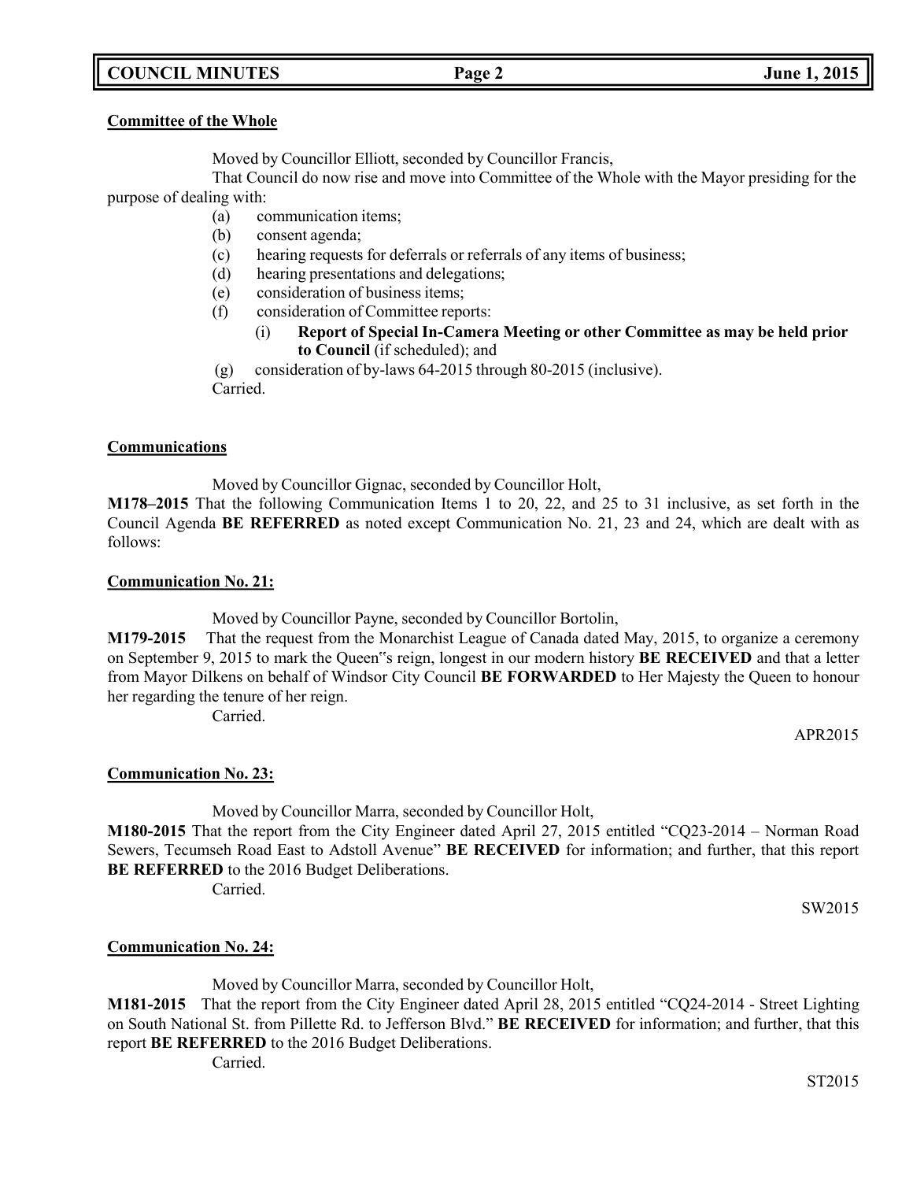**Committee of the Whole**

Moved by Councillor Elliott, seconded by Councillor Francis,

That Council do now rise and move into Committee of the Whole with the Mayor presiding for the purpose of dealing with:

- (a) communication items;
- (b) consent agenda;
- (c) hearing requests for deferrals or referrals of any items of business;
- (d) hearing presentations and delegations;
- (e) consideration of business items;
- (f) consideration of Committee reports:
  - (i) **Report of Special In-Camera Meeting or other Committee as may be held prior to Council** (if scheduled); and
- (g) consideration of by-laws 64-2015 through 80-2015 (inclusive).

Carried.

**Communications**

Moved by Councillor Gignac, seconded by Councillor Holt,

**M178–2015** That the following Communication Items 1 to 20, 22, and 25 to 31 inclusive, as set forth in the Council Agenda **BE REFERRED** as noted except Communication No. 21, 23 and 24, which are dealt with as follows:

**Communication No. 21:**

Moved by Councillor Payne, seconded by Councillor Bortolin,

**M179-2015** That the request from the Monarchist League of Canada dated May, 2015, to organize a ceremony on September 9, 2015 to mark the Queen"s reign, longest in our modern history **BE RECEIVED** and that a letter from Mayor Dilkens on behalf of Windsor City Council **BE FORWARDED** to Her Majesty the Queen to honour her regarding the tenure of her reign.

Carried.

APR2015

**Communication No. 23:**

Moved by Councillor Marra, seconded by Councillor Holt,

**M180-2015** That the report from the City Engineer dated April 27, 2015 entitled "CQ23-2014 – Norman Road Sewers, Tecumseh Road East to Adstoll Avenue" **BE RECEIVED** for information; and further, that this report **BE REFERRED** to the 2016 Budget Deliberations.

Carried.

SW2015

**Communication No. 24:**

Moved by Councillor Marra, seconded by Councillor Holt,

**M181-2015** That the report from the City Engineer dated April 28, 2015 entitled "CQ24-2014 - Street Lighting on South National St. from Pillette Rd. to Jefferson Blvd." **BE RECEIVED** for information; and further, that this report **BE REFERRED** to the 2016 Budget Deliberations.

Carried.

ST2015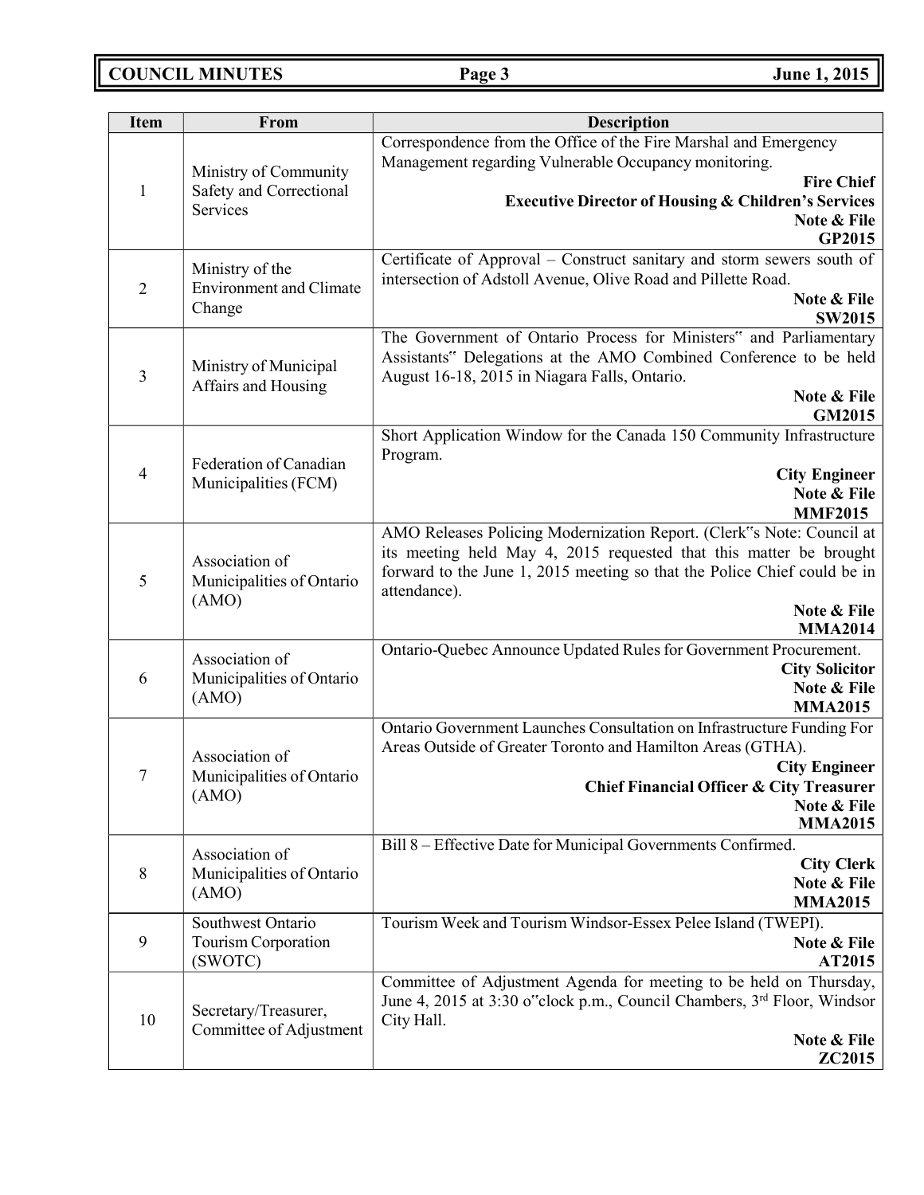| Item | From | Description |
|---|---|---|
| 1 | Ministry of Community Safety and Correctional Services | Correspondence from the Office of the Fire Marshal and Emergency Management regarding Vulnerable Occupancy monitoring. **Fire Chief** **Executive Director of Housing & Children's Services** **Note & File** **GP2015** |
| 2 | Ministry of the Environment and Climate Change | Certificate of Approval – Construct sanitary and storm sewers south of intersection of Adstoll Avenue, Olive Road and Pillette Road. **Note & File** **SW2015** |
| 3 | Ministry of Municipal Affairs and Housing | The Government of Ontario Process for Ministers" and Parliamentary Assistants" Delegations at the AMO Combined Conference to be held August 16-18, 2015 in Niagara Falls, Ontario. **Note & File** **GM2015** |
| 4 | Federation of Canadian Municipalities (FCM) | Short Application Window for the Canada 150 Community Infrastructure Program. **City Engineer** **Note & File** **MMF2015** |
| 5 | Association of Municipalities of Ontario (AMO) | AMO Releases Policing Modernization Report. (Clerk"s Note: Council at its meeting held May 4, 2015 requested that this matter be brought forward to the June 1, 2015 meeting so that the Police Chief could be in attendance). **Note & File** **MMA2014** |
| 6 | Association of Municipalities of Ontario (AMO) | Ontario-Quebec Announce Updated Rules for Government Procurement. **City Solicitor** **Note & File** **MMA2015** |
| 7 | Association of Municipalities of Ontario (AMO) | Ontario Government Launches Consultation on Infrastructure Funding For Areas Outside of Greater Toronto and Hamilton Areas (GTHA). **City Engineer** **Chief Financial Officer & City Treasurer** **Note & File** **MMA2015** |
| 8 | Association of Municipalities of Ontario (AMO) | Bill 8 – Effective Date for Municipal Governments Confirmed. **City Clerk** **Note & File** **MMA2015** |
| 9 | Southwest Ontario Tourism Corporation (SWOTC) | Tourism Week and Tourism Windsor-Essex Pelee Island (TWEPI). **Note & File** **AT2015** |
| 10 | Secretary/Treasurer, Committee of Adjustment | Committee of Adjustment Agenda for meeting to be held on Thursday, June 4, 2015 at 3:30 o"clock p.m., Council Chambers, 3rd Floor, Windsor City Hall. **Note & File** **ZC2015** |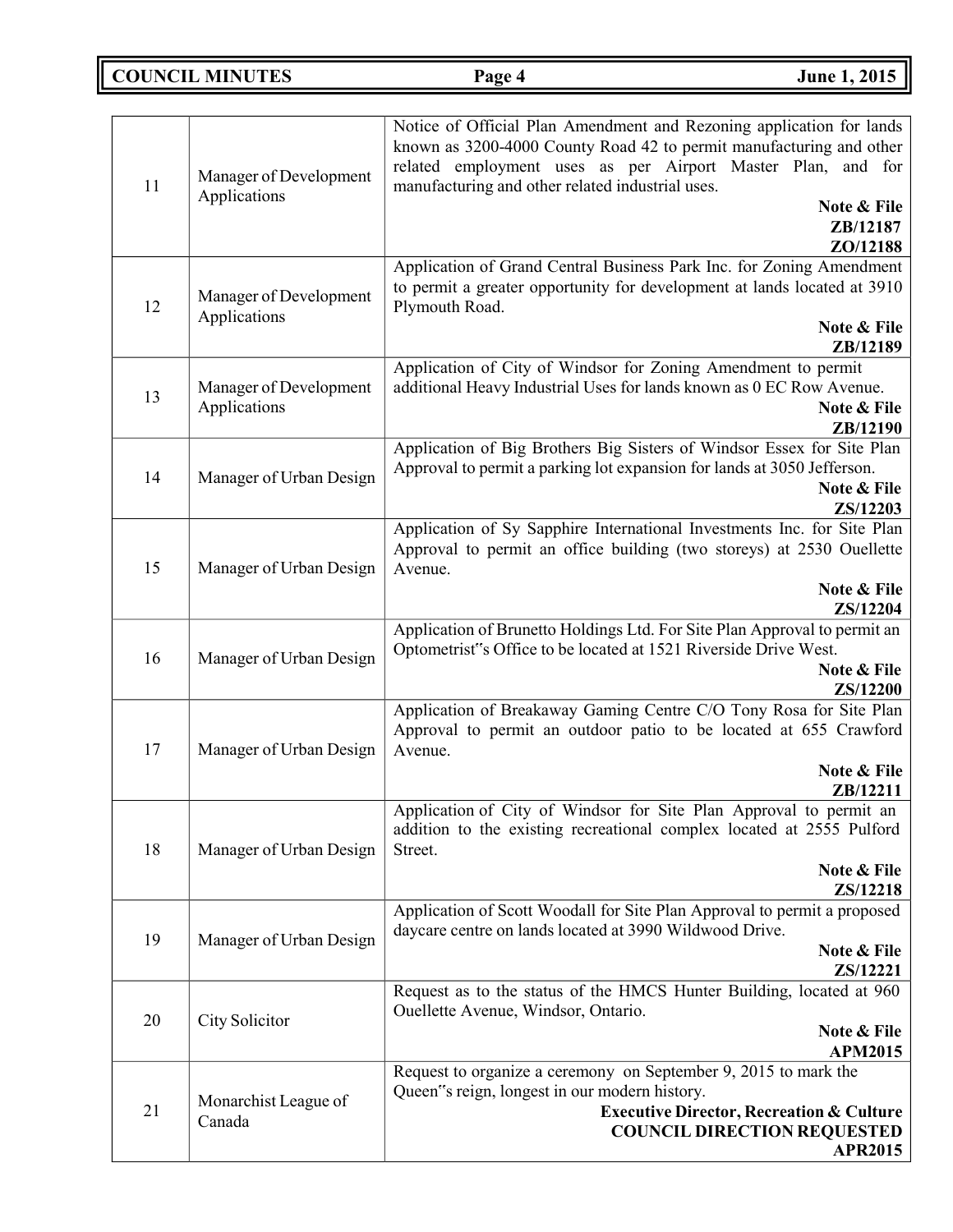| | | |
|---|---|---|
| 11 | Manager of Development Applications | Notice of Official Plan Amendment and Rezoning application for lands known as 3200-4000 County Road 42 to permit manufacturing and other related employment uses as per Airport Master Plan, and for manufacturing and other related industrial uses.<br>**Note & File**<br>**ZB/12187**<br>**ZO/12188** |
| 12 | Manager of Development Applications | Application of Grand Central Business Park Inc. for Zoning Amendment to permit a greater opportunity for development at lands located at 3910 Plymouth Road.<br>**Note & File**<br>**ZB/12189** |
| 13 | Manager of Development Applications | Application of City of Windsor for Zoning Amendment to permit additional Heavy Industrial Uses for lands known as 0 EC Row Avenue.<br>**Note & File**<br>**ZB/12190** |
| 14 | Manager of Urban Design | Application of Big Brothers Big Sisters of Windsor Essex for Site Plan Approval to permit a parking lot expansion for lands at 3050 Jefferson.<br>**Note & File**<br>**ZS/12203** |
| 15 | Manager of Urban Design | Application of Sy Sapphire International Investments Inc. for Site Plan Approval to permit an office building (two storeys) at 2530 Ouellette Avenue.<br>**Note & File**<br>**ZS/12204** |
| 16 | Manager of Urban Design | Application of Brunetto Holdings Ltd. For Site Plan Approval to permit an Optometrist"s Office to be located at 1521 Riverside Drive West.<br>**Note & File**<br>**ZS/12200** |
| 17 | Manager of Urban Design | Application of Breakaway Gaming Centre C/O Tony Rosa for Site Plan Approval to permit an outdoor patio to be located at 655 Crawford Avenue.<br>**Note & File**<br>**ZB/12211** |
| 18 | Manager of Urban Design | Application of City of Windsor for Site Plan Approval to permit an addition to the existing recreational complex located at 2555 Pulford Street.<br>**Note & File**<br>**ZS/12218** |
| 19 | Manager of Urban Design | Application of Scott Woodall for Site Plan Approval to permit a proposed daycare centre on lands located at 3990 Wildwood Drive.<br>**Note & File**<br>**ZS/12221** |
| 20 | City Solicitor | Request as to the status of the HMCS Hunter Building, located at 960 Ouellette Avenue, Windsor, Ontario.<br>**Note & File**<br>**APM2015** |
| 21 | Monarchist League of Canada | Request to organize a ceremony on September 9, 2015 to mark the Queen"s reign, longest in our modern history.<br>**Executive Director, Recreation & Culture**<br>**COUNCIL DIRECTION REQUESTED**<br>**APR2015** |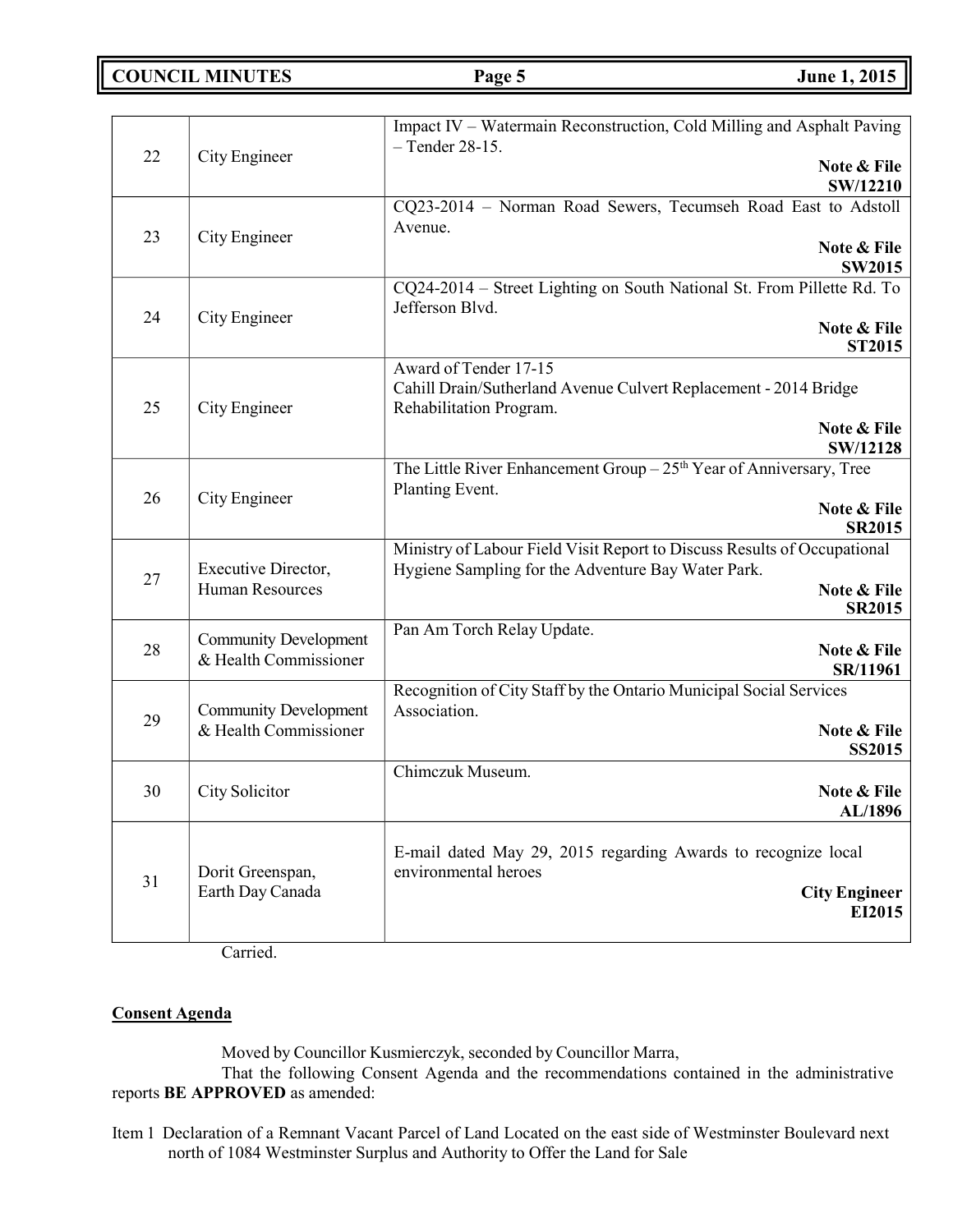| | | |
|---|---|---|
| 22 | City Engineer | Impact IV – Watermain Reconstruction, Cold Milling and Asphalt Paving – Tender 28-15. **Note & File SW/12210** |
| 23 | City Engineer | CQ23-2014 – Norman Road Sewers, Tecumseh Road East to Adstoll Avenue. **Note & File SW2015** |
| 24 | City Engineer | CQ24-2014 – Street Lighting on South National St. From Pillette Rd. To Jefferson Blvd. **Note & File ST2015** |
| 25 | City Engineer | Award of Tender 17-15 Cahill Drain/Sutherland Avenue Culvert Replacement - 2014 Bridge Rehabilitation Program. **Note & File SW/12128** |
| 26 | City Engineer | The Little River Enhancement Group – 25th Year of Anniversary, Tree Planting Event. **Note & File SR2015** |
| 27 | Executive Director, Human Resources | Ministry of Labour Field Visit Report to Discuss Results of Occupational Hygiene Sampling for the Adventure Bay Water Park. **Note & File SR2015** |
| 28 | Community Development & Health Commissioner | Pan Am Torch Relay Update. **Note & File SR/11961** |
| 29 | Community Development & Health Commissioner | Recognition of City Staff by the Ontario Municipal Social Services Association. **Note & File SS2015** |
| 30 | City Solicitor | Chimczuk Museum. **Note & File AL/1896** |
| 31 | Dorit Greenspan, Earth Day Canada | E-mail dated May 29, 2015 regarding Awards to recognize local environmental heroes **City Engineer EI2015** |

Carried.

**Consent Agenda**

Moved by Councillor Kusmierczyk, seconded by Councillor Marra,

That the following Consent Agenda and the recommendations contained in the administrative reports **BE APPROVED** as amended:

Item 1 Declaration of a Remnant Vacant Parcel of Land Located on the east side of Westminster Boulevard next north of 1084 Westminster Surplus and Authority to Offer the Land for Sale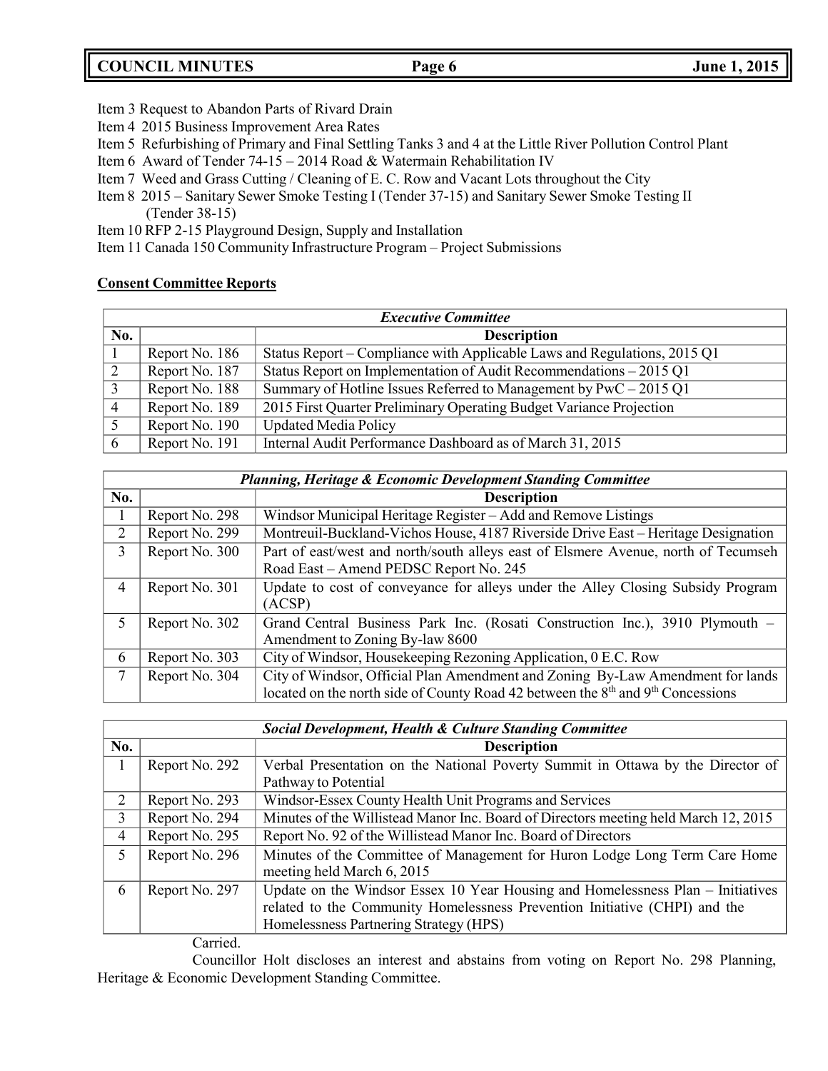Item 3 Request to Abandon Parts of Rivard Drain
Item 4 2015 Business Improvement Area Rates
Item 5 Refurbishing of Primary and Final Settling Tanks 3 and 4 at the Little River Pollution Control Plant
Item 6 Award of Tender 74-15 – 2014 Road & Watermain Rehabilitation IV
Item 7 Weed and Grass Cutting / Cleaning of E. C. Row and Vacant Lots throughout the City
Item 8 2015 – Sanitary Sewer Smoke Testing I (Tender 37-15) and Sanitary Sewer Smoke Testing II (Tender 38-15)
Item 10 RFP 2-15 Playground Design, Supply and Installation
Item 11 Canada 150 Community Infrastructure Program – Project Submissions

**Consent Committee Reports**

| ***Executive Committee*** | | |
|---|---|---|
| **No.** | | **Description** |
| 1 | Report No. 186 | Status Report – Compliance with Applicable Laws and Regulations, 2015 Q1 |
| 2 | Report No. 187 | Status Report on Implementation of Audit Recommendations – 2015 Q1 |
| 3 | Report No. 188 | Summary of Hotline Issues Referred to Management by PwC – 2015 Q1 |
| 4 | Report No. 189 | 2015 First Quarter Preliminary Operating Budget Variance Projection |
| 5 | Report No. 190 | Updated Media Policy |
| 6 | Report No. 191 | Internal Audit Performance Dashboard as of March 31, 2015 |

| ***Planning, Heritage & Economic Development Standing Committee*** | | |
|---|---|---|
| **No.** | | **Description** |
| 1 | Report No. 298 | Windsor Municipal Heritage Register – Add and Remove Listings |
| 2 | Report No. 299 | Montreuil-Buckland-Vichos House, 4187 Riverside Drive East – Heritage Designation |
| 3 | Report No. 300 | Part of east/west and north/south alleys east of Elsmere Avenue, north of Tecumseh Road East – Amend PEDSC Report No. 245 |
| 4 | Report No. 301 | Update to cost of conveyance for alleys under the Alley Closing Subsidy Program (ACSP) |
| 5 | Report No. 302 | Grand Central Business Park Inc. (Rosati Construction Inc.), 3910 Plymouth – Amendment to Zoning By-law 8600 |
| 6 | Report No. 303 | City of Windsor, Housekeeping Rezoning Application, 0 E.C. Row |
| 7 | Report No. 304 | City of Windsor, Official Plan Amendment and Zoning By-Law Amendment for lands located on the north side of County Road 42 between the 8th and 9th Concessions |

| ***Social Development, Health & Culture Standing Committee*** | | |
|---|---|---|
| **No.** | | **Description** |
| 1 | Report No. 292 | Verbal Presentation on the National Poverty Summit in Ottawa by the Director of Pathway to Potential |
| 2 | Report No. 293 | Windsor-Essex County Health Unit Programs and Services |
| 3 | Report No. 294 | Minutes of the Willistead Manor Inc. Board of Directors meeting held March 12, 2015 |
| 4 | Report No. 295 | Report No. 92 of the Willistead Manor Inc. Board of Directors |
| 5 | Report No. 296 | Minutes of the Committee of Management for Huron Lodge Long Term Care Home meeting held March 6, 2015 |
| 6 | Report No. 297 | Update on the Windsor Essex 10 Year Housing and Homelessness Plan – Initiatives related to the Community Homelessness Prevention Initiative (CHPI) and the Homelessness Partnering Strategy (HPS) |

Carried.

Councillor Holt discloses an interest and abstains from voting on Report No. 298 Planning, Heritage & Economic Development Standing Committee.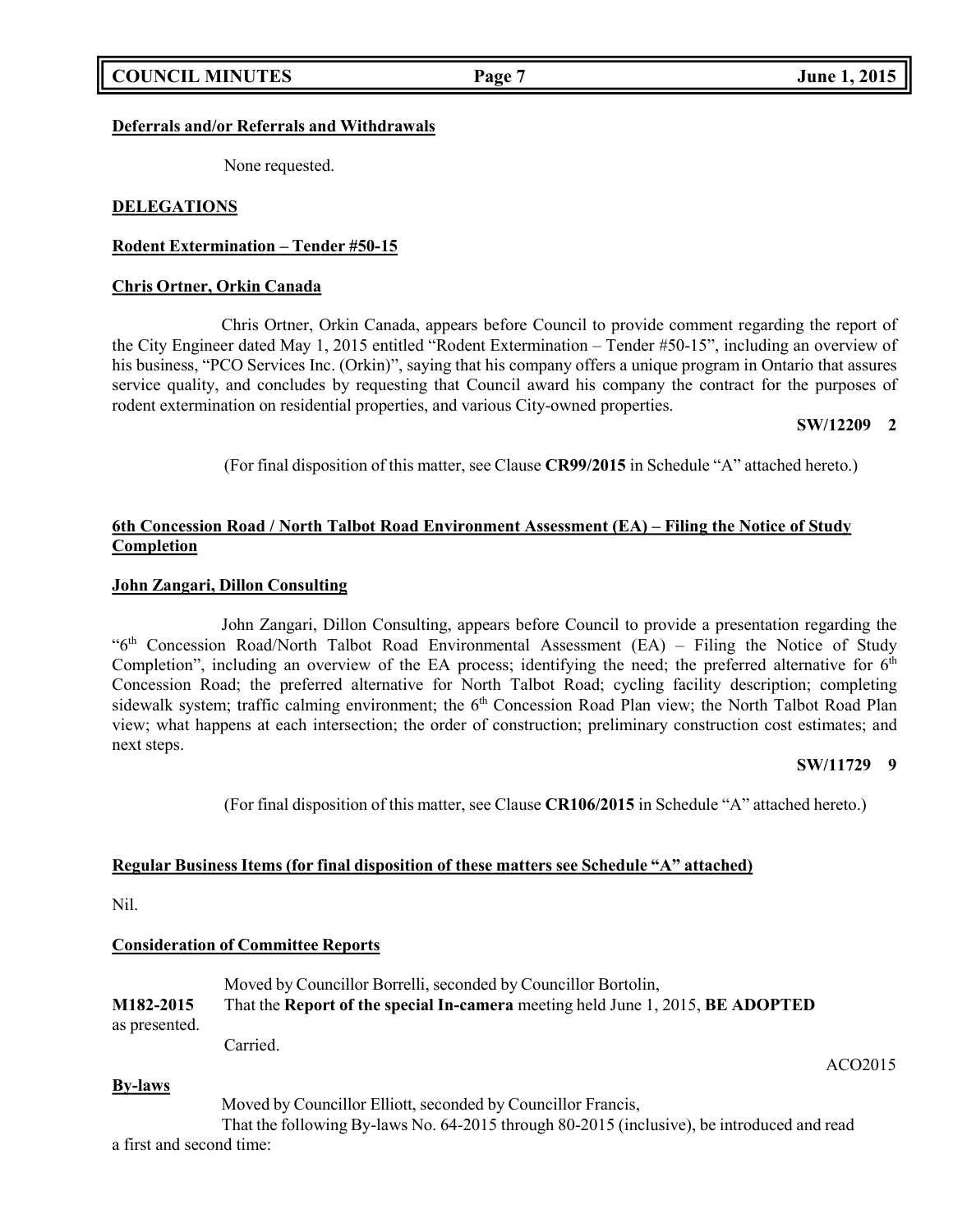**Deferrals and/or Referrals and Withdrawals**

None requested.

**DELEGATIONS**

**Rodent Extermination – Tender #50-15**

**Chris Ortner, Orkin Canada**

Chris Ortner, Orkin Canada, appears before Council to provide comment regarding the report of the City Engineer dated May 1, 2015 entitled "Rodent Extermination – Tender #50-15", including an overview of his business, "PCO Services Inc. (Orkin)", saying that his company offers a unique program in Ontario that assures service quality, and concludes by requesting that Council award his company the contract for the purposes of rodent extermination on residential properties, and various City-owned properties.

**SW/12209 2**

(For final disposition of this matter, see Clause **CR99/2015** in Schedule "A" attached hereto.)

**6th Concession Road / North Talbot Road Environment Assessment (EA) – Filing the Notice of Study Completion**

**John Zangari, Dillon Consulting**

John Zangari, Dillon Consulting, appears before Council to provide a presentation regarding the "6th Concession Road/North Talbot Road Environmental Assessment (EA) – Filing the Notice of Study Completion", including an overview of the EA process; identifying the need; the preferred alternative for 6th Concession Road; the preferred alternative for North Talbot Road; cycling facility description; completing sidewalk system; traffic calming environment; the 6th Concession Road Plan view; the North Talbot Road Plan view; what happens at each intersection; the order of construction; preliminary construction cost estimates; and next steps.

**SW/11729 9**

(For final disposition of this matter, see Clause **CR106/2015** in Schedule "A" attached hereto.)

**Regular Business Items (for final disposition of these matters see Schedule "A" attached)**

Nil.

**Consideration of Committee Reports**

Moved by Councillor Borrelli, seconded by Councillor Bortolin,

**M182-2015** That the **Report of the special In-camera** meeting held June 1, 2015, **BE ADOPTED** as presented.

Carried.

ACO2015

**By-laws**

Moved by Councillor Elliott, seconded by Councillor Francis,

That the following By-laws No. 64-2015 through 80-2015 (inclusive), be introduced and read a first and second time: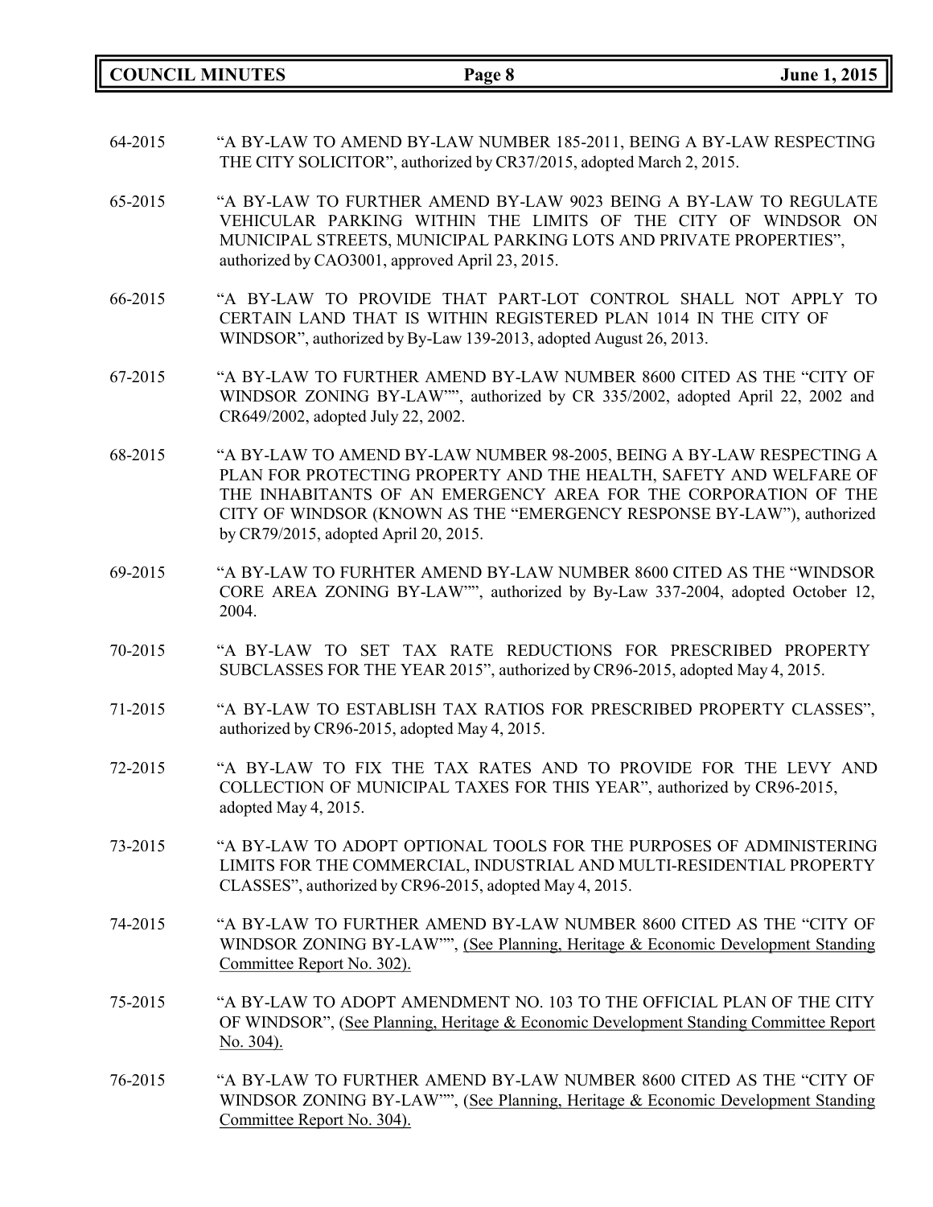64-2015 "A BY-LAW TO AMEND BY-LAW NUMBER 185-2011, BEING A BY-LAW RESPECTING THE CITY SOLICITOR", authorized by CR37/2015, adopted March 2, 2015.

65-2015 "A BY-LAW TO FURTHER AMEND BY-LAW 9023 BEING A BY-LAW TO REGULATE VEHICULAR PARKING WITHIN THE LIMITS OF THE CITY OF WINDSOR ON MUNICIPAL STREETS, MUNICIPAL PARKING LOTS AND PRIVATE PROPERTIES", authorized by CAO3001, approved April 23, 2015.

66-2015 "A BY-LAW TO PROVIDE THAT PART-LOT CONTROL SHALL NOT APPLY TO CERTAIN LAND THAT IS WITHIN REGISTERED PLAN 1014 IN THE CITY OF WINDSOR", authorized by By-Law 139-2013, adopted August 26, 2013.

67-2015 "A BY-LAW TO FURTHER AMEND BY-LAW NUMBER 8600 CITED AS THE "CITY OF WINDSOR ZONING BY-LAW"", authorized by CR 335/2002, adopted April 22, 2002 and CR649/2002, adopted July 22, 2002.

68-2015 "A BY-LAW TO AMEND BY-LAW NUMBER 98-2005, BEING A BY-LAW RESPECTING A PLAN FOR PROTECTING PROPERTY AND THE HEALTH, SAFETY AND WELFARE OF THE INHABITANTS OF AN EMERGENCY AREA FOR THE CORPORATION OF THE CITY OF WINDSOR (KNOWN AS THE "EMERGENCY RESPONSE BY-LAW"), authorized by CR79/2015, adopted April 20, 2015.

69-2015 "A BY-LAW TO FURHTER AMEND BY-LAW NUMBER 8600 CITED AS THE "WINDSOR CORE AREA ZONING BY-LAW"", authorized by By-Law 337-2004, adopted October 12, 2004.

70-2015 "A BY-LAW TO SET TAX RATE REDUCTIONS FOR PRESCRIBED PROPERTY SUBCLASSES FOR THE YEAR 2015", authorized by CR96-2015, adopted May 4, 2015.

71-2015 "A BY-LAW TO ESTABLISH TAX RATIOS FOR PRESCRIBED PROPERTY CLASSES", authorized by CR96-2015, adopted May 4, 2015.

72-2015 "A BY-LAW TO FIX THE TAX RATES AND TO PROVIDE FOR THE LEVY AND COLLECTION OF MUNICIPAL TAXES FOR THIS YEAR", authorized by CR96-2015, adopted May 4, 2015.

73-2015 "A BY-LAW TO ADOPT OPTIONAL TOOLS FOR THE PURPOSES OF ADMINISTERING LIMITS FOR THE COMMERCIAL, INDUSTRIAL AND MULTI-RESIDENTIAL PROPERTY CLASSES", authorized by CR96-2015, adopted May 4, 2015.

74-2015 "A BY-LAW TO FURTHER AMEND BY-LAW NUMBER 8600 CITED AS THE "CITY OF WINDSOR ZONING BY-LAW"", (See Planning, Heritage & Economic Development Standing Committee Report No. 302).

75-2015 "A BY-LAW TO ADOPT AMENDMENT NO. 103 TO THE OFFICIAL PLAN OF THE CITY OF WINDSOR", (See Planning, Heritage & Economic Development Standing Committee Report No. 304).

76-2015 "A BY-LAW TO FURTHER AMEND BY-LAW NUMBER 8600 CITED AS THE "CITY OF WINDSOR ZONING BY-LAW"", (See Planning, Heritage & Economic Development Standing Committee Report No. 304).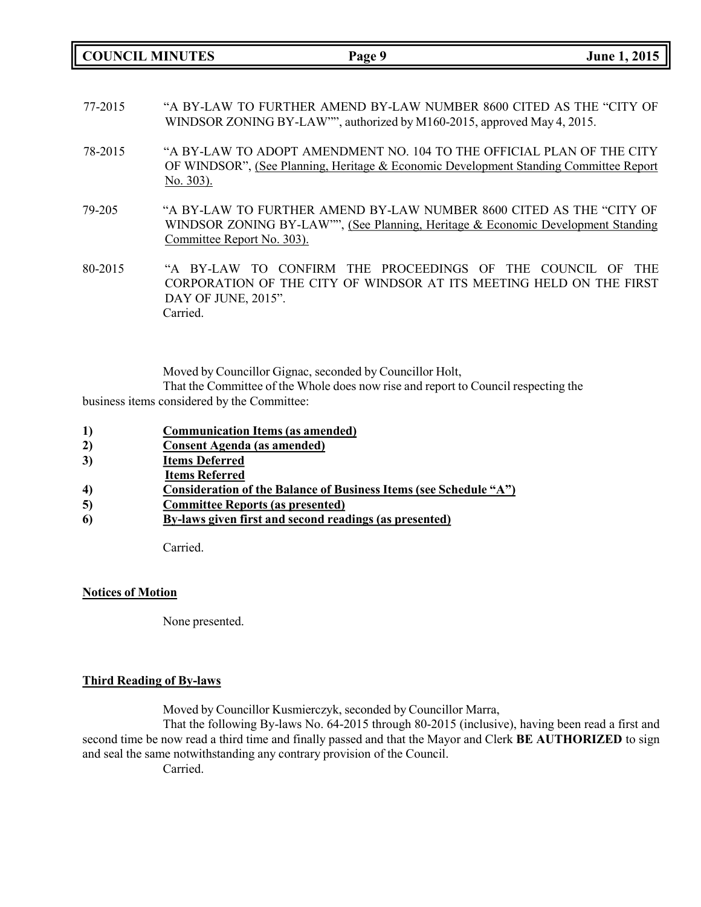77-2015 "A BY-LAW TO FURTHER AMEND BY-LAW NUMBER 8600 CITED AS THE "CITY OF WINDSOR ZONING BY-LAW"", authorized by M160-2015, approved May 4, 2015.

78-2015 "A BY-LAW TO ADOPT AMENDMENT NO. 104 TO THE OFFICIAL PLAN OF THE CITY OF WINDSOR", (See Planning, Heritage & Economic Development Standing Committee Report No. 303).

79-205 "A BY-LAW TO FURTHER AMEND BY-LAW NUMBER 8600 CITED AS THE "CITY OF WINDSOR ZONING BY-LAW"", (See Planning, Heritage & Economic Development Standing Committee Report No. 303).

80-2015 "A BY-LAW TO CONFIRM THE PROCEEDINGS OF THE COUNCIL OF THE CORPORATION OF THE CITY OF WINDSOR AT ITS MEETING HELD ON THE FIRST DAY OF JUNE, 2015".
Carried.

Moved by Councillor Gignac, seconded by Councillor Holt,
That the Committee of the Whole does now rise and report to Council respecting the business items considered by the Committee:

1) **Communication Items (as amended)**
2) **Consent Agenda (as amended)**
3) **Items Deferred**
   **Items Referred**
4) **Consideration of the Balance of Business Items (see Schedule "A")**
5) **Committee Reports (as presented)**
6) **By-laws given first and second readings (as presented)**

Carried.

**Notices of Motion**

None presented.

**Third Reading of By-laws**

Moved by Councillor Kusmierczyk, seconded by Councillor Marra,
That the following By-laws No. 64-2015 through 80-2015 (inclusive), having been read a first and second time be now read a third time and finally passed and that the Mayor and Clerk **BE AUTHORIZED** to sign and seal the same notwithstanding any contrary provision of the Council.
Carried.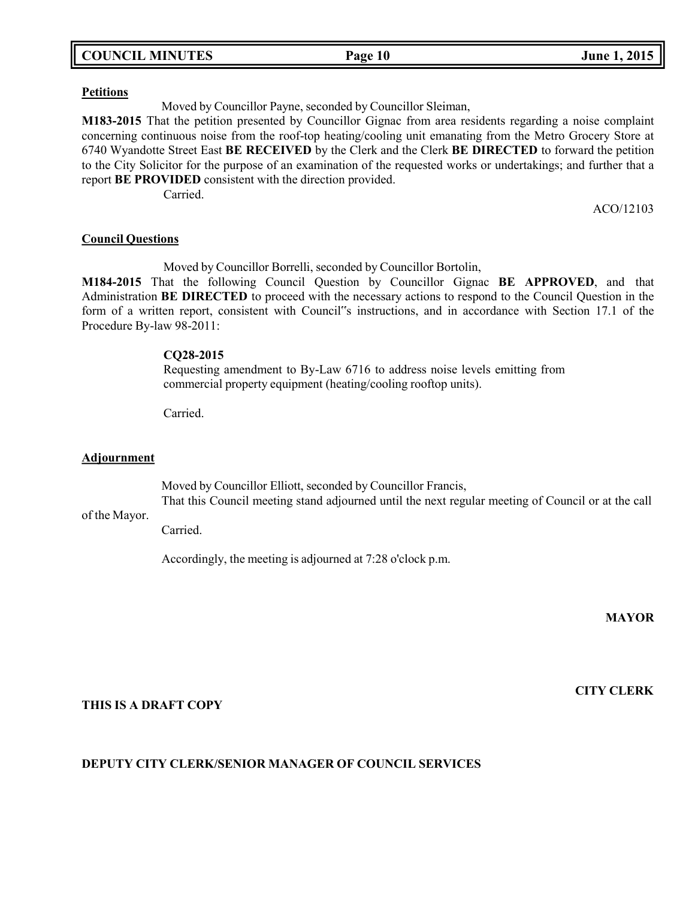**Petitions**

Moved by Councillor Payne, seconded by Councillor Sleiman,

**M183-2015** That the petition presented by Councillor Gignac from area residents regarding a noise complaint concerning continuous noise from the roof-top heating/cooling unit emanating from the Metro Grocery Store at 6740 Wyandotte Street East **BE RECEIVED** by the Clerk and the Clerk **BE DIRECTED** to forward the petition to the City Solicitor for the purpose of an examination of the requested works or undertakings; and further that a report **BE PROVIDED** consistent with the direction provided.

Carried.

ACO/12103

**Council Questions**

Moved by Councillor Borrelli, seconded by Councillor Bortolin,

**M184-2015** That the following Council Question by Councillor Gignac **BE APPROVED**, and that Administration **BE DIRECTED** to proceed with the necessary actions to respond to the Council Question in the form of a written report, consistent with Council"s instructions, and in accordance with Section 17.1 of the Procedure By-law 98-2011:

**CQ28-2015**
Requesting amendment to By-Law 6716 to address noise levels emitting from commercial property equipment (heating/cooling rooftop units).

Carried.

**Adjournment**

Moved by Councillor Elliott, seconded by Councillor Francis,

That this Council meeting stand adjourned until the next regular meeting of Council or at the call of the Mayor.

Carried.

Accordingly, the meeting is adjourned at 7:28 o'clock p.m.

**MAYOR**

**CITY CLERK**

**THIS IS A DRAFT COPY**

**DEPUTY CITY CLERK/SENIOR MANAGER OF COUNCIL SERVICES**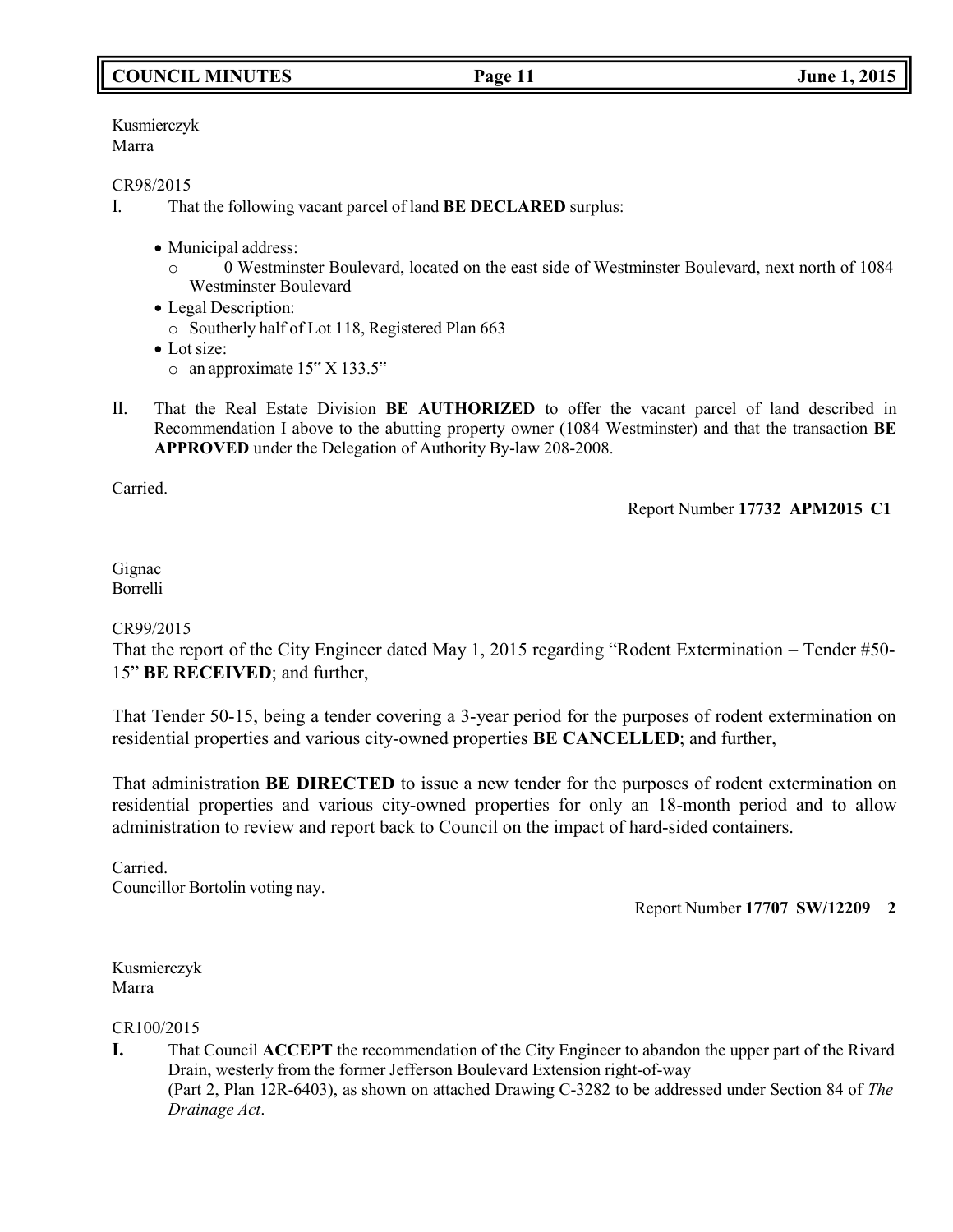Kusmierczyk
Marra

CR98/2015

I. That the following vacant parcel of land **BE DECLARED** surplus:

- Municipal address:
  - 0 Westminster Boulevard, located on the east side of Westminster Boulevard, next north of 1084 Westminster Boulevard
- Legal Description:
  - Southerly half of Lot 118, Registered Plan 663
- Lot size:
  - an approximate 15" X 133.5"

II. That the Real Estate Division **BE AUTHORIZED** to offer the vacant parcel of land described in Recommendation I above to the abutting property owner (1084 Westminster) and that the transaction **BE APPROVED** under the Delegation of Authority By-law 208-2008.

Carried.

Report Number **17732 APM2015 C1**

Gignac
Borrelli

CR99/2015

That the report of the City Engineer dated May 1, 2015 regarding "Rodent Extermination – Tender #50-15" **BE RECEIVED**; and further,

That Tender 50-15, being a tender covering a 3-year period for the purposes of rodent extermination on residential properties and various city-owned properties **BE CANCELLED**; and further,

That administration **BE DIRECTED** to issue a new tender for the purposes of rodent extermination on residential properties and various city-owned properties for only an 18-month period and to allow administration to review and report back to Council on the impact of hard-sided containers.

Carried.
Councillor Bortolin voting nay.

Report Number **17707 SW/12209 2**

Kusmierczyk
Marra

CR100/2015

**I.** That Council **ACCEPT** the recommendation of the City Engineer to abandon the upper part of the Rivard Drain, westerly from the former Jefferson Boulevard Extension right-of-way (Part 2, Plan 12R-6403), as shown on attached Drawing C-3282 to be addressed under Section 84 of *The Drainage Act*.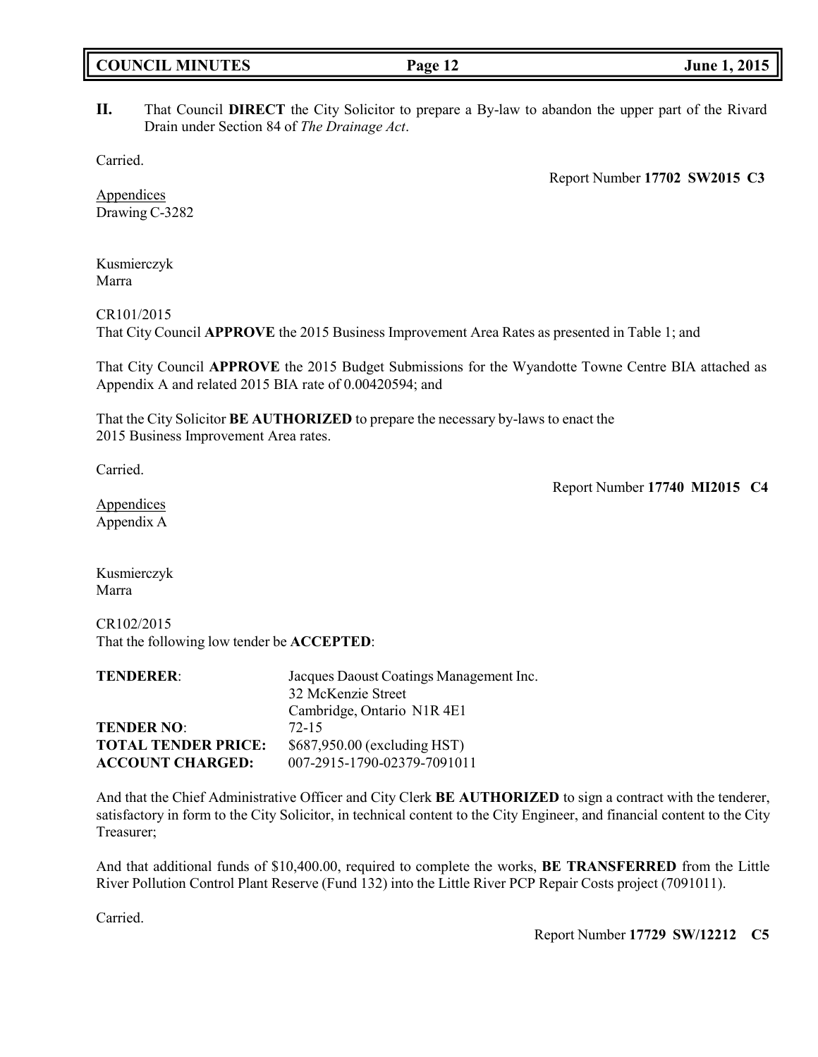**II.** That Council **DIRECT** the City Solicitor to prepare a By-law to abandon the upper part of the Rivard Drain under Section 84 of *The Drainage Act*.

Carried.

Report Number **17702 SW2015 C3**

Appendices
Drawing C-3282

Kusmierczyk
Marra

CR101/2015
That City Council **APPROVE** the 2015 Business Improvement Area Rates as presented in Table 1; and

That City Council **APPROVE** the 2015 Budget Submissions for the Wyandotte Towne Centre BIA attached as Appendix A and related 2015 BIA rate of 0.00420594; and

That the City Solicitor **BE AUTHORIZED** to prepare the necessary by-laws to enact the 2015 Business Improvement Area rates.

Carried.

Report Number **17740 MI2015 C4**

Appendices
Appendix A

Kusmierczyk
Marra

CR102/2015
That the following low tender be **ACCEPTED**:

| | |
|---|---|
| **TENDERER**: | Jacques Daoust Coatings Management Inc.<br>32 McKenzie Street<br>Cambridge, Ontario N1R 4E1 |
| **TENDER NO**: | 72-15 |
| **TOTAL TENDER PRICE:** | $687,950.00 (excluding HST) |
| **ACCOUNT CHARGED:** | 007-2915-1790-02379-7091011 |

And that the Chief Administrative Officer and City Clerk **BE AUTHORIZED** to sign a contract with the tenderer, satisfactory in form to the City Solicitor, in technical content to the City Engineer, and financial content to the City Treasurer;

And that additional funds of $10,400.00, required to complete the works, **BE TRANSFERRED** from the Little River Pollution Control Plant Reserve (Fund 132) into the Little River PCP Repair Costs project (7091011).

Carried.

Report Number **17729 SW/12212 C5**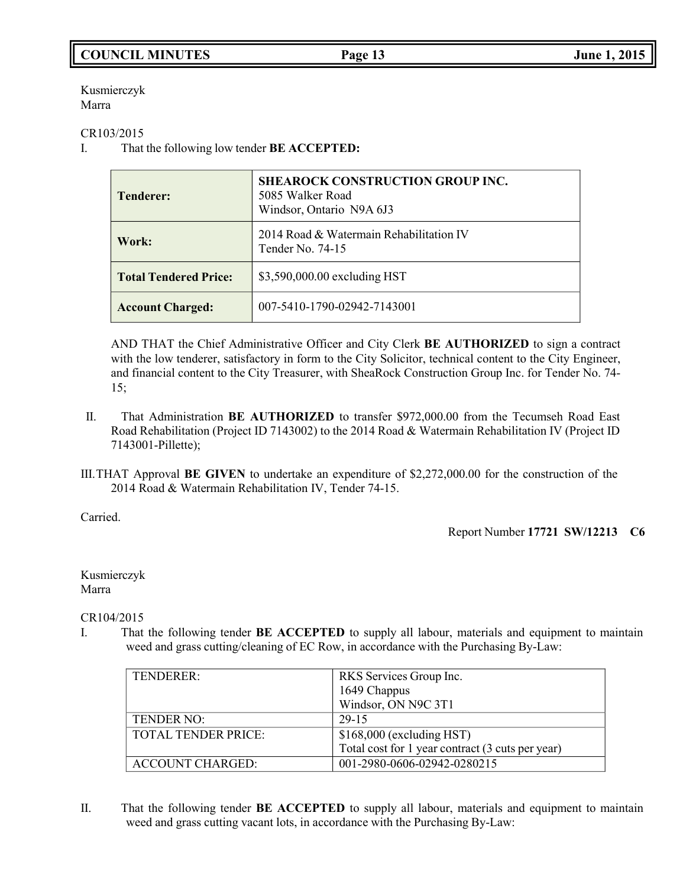Kusmierczyk
Marra

CR103/2015

I. That the following low tender **BE ACCEPTED:**

| **Tenderer:** | **SHEAROCK CONSTRUCTION GROUP INC.**<br>5085 Walker Road<br>Windsor, Ontario N9A 6J3 |
|---|---|
| **Work:** | 2014 Road & Watermain Rehabilitation IV<br>Tender No. 74-15 |
| **Total Tendered Price:** | $3,590,000.00 excluding HST |
| **Account Charged:** | 007-5410-1790-02942-7143001 |

AND THAT the Chief Administrative Officer and City Clerk **BE AUTHORIZED** to sign a contract with the low tenderer, satisfactory in form to the City Solicitor, technical content to the City Engineer, and financial content to the City Treasurer, with SheaRock Construction Group Inc. for Tender No. 74-15;

II. That Administration **BE AUTHORIZED** to transfer $972,000.00 from the Tecumseh Road East Road Rehabilitation (Project ID 7143002) to the 2014 Road & Watermain Rehabilitation IV (Project ID 7143001-Pillette);

III. THAT Approval **BE GIVEN** to undertake an expenditure of $2,272,000.00 for the construction of the 2014 Road & Watermain Rehabilitation IV, Tender 74-15.

Carried.

Report Number **17721 SW/12213 C6**

Kusmierczyk
Marra

CR104/2015

I. That the following tender **BE ACCEPTED** to supply all labour, materials and equipment to maintain weed and grass cutting/cleaning of EC Row, in accordance with the Purchasing By-Law:

| TENDERER: | RKS Services Group Inc.<br>1649 Chappus<br>Windsor, ON N9C 3T1 |
|---|---|
| TENDER NO: | 29-15 |
| TOTAL TENDER PRICE: | $168,000 (excluding HST)<br>Total cost for 1 year contract (3 cuts per year) |
| ACCOUNT CHARGED: | 001-2980-0606-02942-0280215 |

II. That the following tender **BE ACCEPTED** to supply all labour, materials and equipment to maintain weed and grass cutting vacant lots, in accordance with the Purchasing By-Law: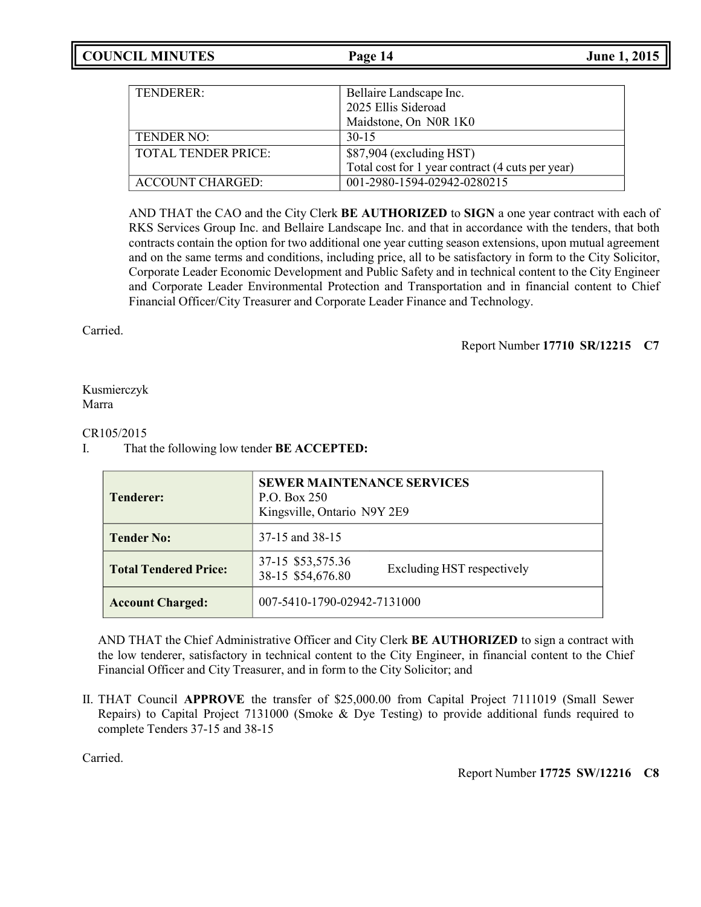| TENDERER: | Bellaire Landscape Inc.<br>2025 Ellis Sideroad<br>Maidstone, On N0R 1K0 |
|---|---|
| TENDER NO: | 30-15 |
| TOTAL TENDER PRICE: | $87,904 (excluding HST)<br>Total cost for 1 year contract (4 cuts per year) |
| ACCOUNT CHARGED: | 001-2980-1594-02942-0280215 |

AND THAT the CAO and the City Clerk **BE AUTHORIZED** to **SIGN** a one year contract with each of RKS Services Group Inc. and Bellaire Landscape Inc. and that in accordance with the tenders, that both contracts contain the option for two additional one year cutting season extensions, upon mutual agreement and on the same terms and conditions, including price, all to be satisfactory in form to the City Solicitor, Corporate Leader Economic Development and Public Safety and in technical content to the City Engineer and Corporate Leader Environmental Protection and Transportation and in financial content to Chief Financial Officer/City Treasurer and Corporate Leader Finance and Technology.

Carried.

Report Number **17710 SR/12215 C7**

Kusmierczyk
Marra

CR105/2015

I. That the following low tender **BE ACCEPTED:**

| **Tenderer:** | **SEWER MAINTENANCE SERVICES**<br>P.O. Box 250<br>Kingsville, Ontario N9Y 2E9 |
|---|---|
| **Tender No:** | 37-15 and 38-15 |
| **Total Tendered Price:** | 37-15 $53,575.36<br>38-15 $54,676.80 Excluding HST respectively |
| **Account Charged:** | 007-5410-1790-02942-7131000 |

AND THAT the Chief Administrative Officer and City Clerk **BE AUTHORIZED** to sign a contract with the low tenderer, satisfactory in technical content to the City Engineer, in financial content to the Chief Financial Officer and City Treasurer, and in form to the City Solicitor; and

II. THAT Council **APPROVE** the transfer of $25,000.00 from Capital Project 7111019 (Small Sewer Repairs) to Capital Project 7131000 (Smoke & Dye Testing) to provide additional funds required to complete Tenders 37-15 and 38-15

Carried.

Report Number **17725 SW/12216 C8**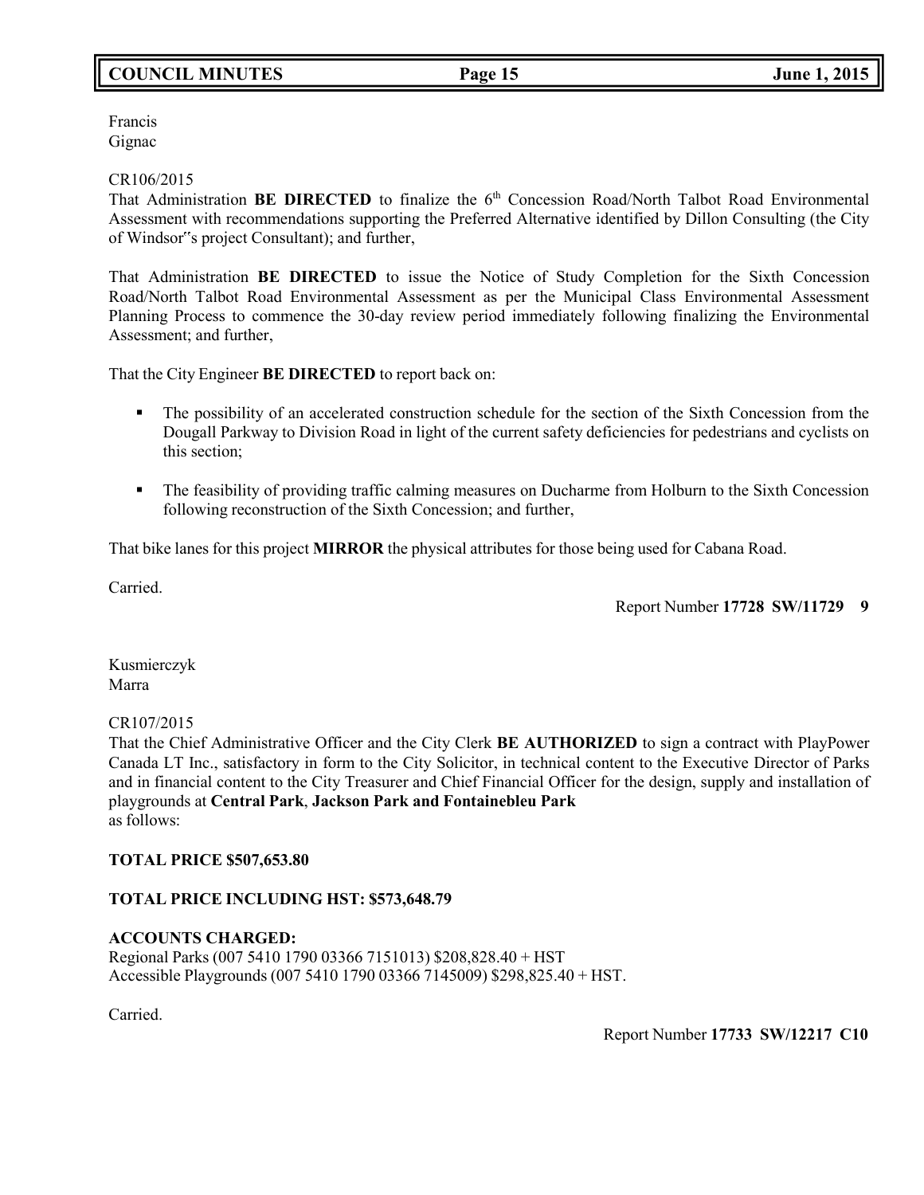Francis
Gignac

CR106/2015
That Administration **BE DIRECTED** to finalize the 6th Concession Road/North Talbot Road Environmental Assessment with recommendations supporting the Preferred Alternative identified by Dillon Consulting (the City of Windsor‟s project Consultant); and further,

That Administration **BE DIRECTED** to issue the Notice of Study Completion for the Sixth Concession Road/North Talbot Road Environmental Assessment as per the Municipal Class Environmental Assessment Planning Process to commence the 30-day review period immediately following finalizing the Environmental Assessment; and further,

That the City Engineer **BE DIRECTED** to report back on:

- The possibility of an accelerated construction schedule for the section of the Sixth Concession from the Dougall Parkway to Division Road in light of the current safety deficiencies for pedestrians and cyclists on this section;
- The feasibility of providing traffic calming measures on Ducharme from Holburn to the Sixth Concession following reconstruction of the Sixth Concession; and further,

That bike lanes for this project **MIRROR** the physical attributes for those being used for Cabana Road.

Carried.

Report Number **17728 SW/11729 9**

Kusmierczyk
Marra

CR107/2015
That the Chief Administrative Officer and the City Clerk **BE AUTHORIZED** to sign a contract with PlayPower Canada LT Inc., satisfactory in form to the City Solicitor, in technical content to the Executive Director of Parks and in financial content to the City Treasurer and Chief Financial Officer for the design, supply and installation of playgrounds at **Central Park**, **Jackson Park and Fontainebleu Park**
as follows:

**TOTAL PRICE $507,653.80**

**TOTAL PRICE INCLUDING HST: $573,648.79**

**ACCOUNTS CHARGED:**
Regional Parks (007 5410 1790 03366 7151013) $208,828.40 + HST
Accessible Playgrounds (007 5410 1790 03366 7145009) $298,825.40 + HST.

Carried.

Report Number **17733 SW/12217 C10**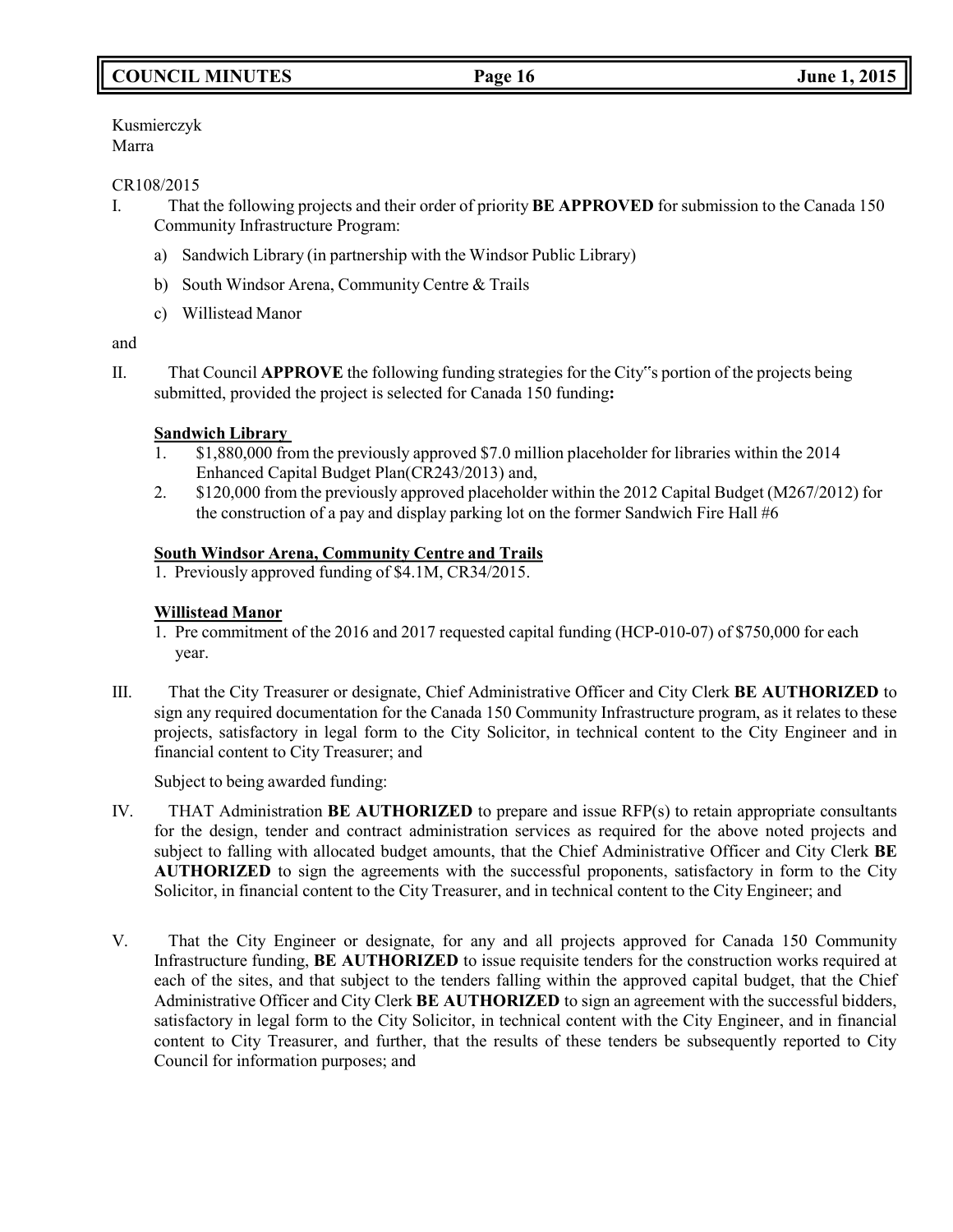Kusmierczyk
Marra

CR108/2015

I. That the following projects and their order of priority **BE APPROVED** for submission to the Canada 150 Community Infrastructure Program:

a) Sandwich Library (in partnership with the Windsor Public Library)

b) South Windsor Arena, Community Centre & Trails

c) Willistead Manor

and

II. That Council **APPROVE** the following funding strategies for the City‟s portion of the projects being submitted, provided the project is selected for Canada 150 funding**:**

**Sandwich Library**

1. $1,880,000 from the previously approved $7.0 million placeholder for libraries within the 2014 Enhanced Capital Budget Plan(CR243/2013) and,
2. $120,000 from the previously approved placeholder within the 2012 Capital Budget (M267/2012) for the construction of a pay and display parking lot on the former Sandwich Fire Hall #6

**South Windsor Arena, Community Centre and Trails**

1. Previously approved funding of $4.1M, CR34/2015.

**Willistead Manor**

1. Pre commitment of the 2016 and 2017 requested capital funding (HCP-010-07) of $750,000 for each year.

III. That the City Treasurer or designate, Chief Administrative Officer and City Clerk **BE AUTHORIZED** to sign any required documentation for the Canada 150 Community Infrastructure program, as it relates to these projects, satisfactory in legal form to the City Solicitor, in technical content to the City Engineer and in financial content to City Treasurer; and

Subject to being awarded funding:

IV. THAT Administration **BE AUTHORIZED** to prepare and issue RFP(s) to retain appropriate consultants for the design, tender and contract administration services as required for the above noted projects and subject to falling with allocated budget amounts, that the Chief Administrative Officer and City Clerk **BE AUTHORIZED** to sign the agreements with the successful proponents, satisfactory in form to the City Solicitor, in financial content to the City Treasurer, and in technical content to the City Engineer; and

V. That the City Engineer or designate, for any and all projects approved for Canada 150 Community Infrastructure funding, **BE AUTHORIZED** to issue requisite tenders for the construction works required at each of the sites, and that subject to the tenders falling within the approved capital budget, that the Chief Administrative Officer and City Clerk **BE AUTHORIZED** to sign an agreement with the successful bidders, satisfactory in legal form to the City Solicitor, in technical content with the City Engineer, and in financial content to City Treasurer, and further, that the results of these tenders be subsequently reported to City Council for information purposes; and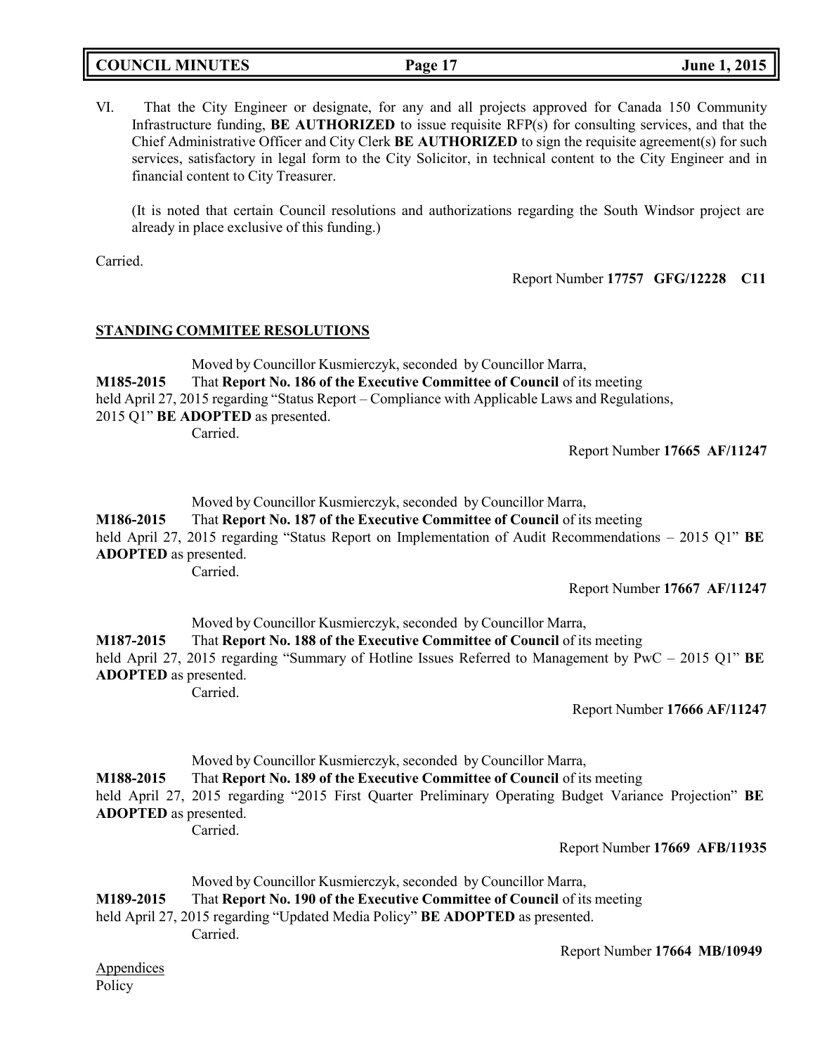VI. That the City Engineer or designate, for any and all projects approved for Canada 150 Community Infrastructure funding, **BE AUTHORIZED** to issue requisite RFP(s) for consulting services, and that the Chief Administrative Officer and City Clerk **BE AUTHORIZED** to sign the requisite agreement(s) for such services, satisfactory in legal form to the City Solicitor, in technical content to the City Engineer and in financial content to City Treasurer.

(It is noted that certain Council resolutions and authorizations regarding the South Windsor project are already in place exclusive of this funding.)

Carried.

Report Number **17757 GFG/12228 C11**

## STANDING COMMITEE RESOLUTIONS

Moved by Councillor Kusmierczyk, seconded by Councillor Marra,

**M185-2015** That **Report No. 186 of the Executive Committee of Council** of its meeting held April 27, 2015 regarding "Status Report – Compliance with Applicable Laws and Regulations, 2015 Q1" **BE ADOPTED** as presented.

Carried.

Report Number **17665 AF/11247**

Moved by Councillor Kusmierczyk, seconded by Councillor Marra,

**M186-2015** That **Report No. 187 of the Executive Committee of Council** of its meeting held April 27, 2015 regarding "Status Report on Implementation of Audit Recommendations – 2015 Q1" **BE ADOPTED** as presented.

Carried.

Report Number **17667 AF/11247**

Moved by Councillor Kusmierczyk, seconded by Councillor Marra,

**M187-2015** That **Report No. 188 of the Executive Committee of Council** of its meeting held April 27, 2015 regarding "Summary of Hotline Issues Referred to Management by PwC – 2015 Q1" **BE ADOPTED** as presented.

Carried.

Report Number **17666 AF/11247**

Moved by Councillor Kusmierczyk, seconded by Councillor Marra,

**M188-2015** That **Report No. 189 of the Executive Committee of Council** of its meeting held April 27, 2015 regarding "2015 First Quarter Preliminary Operating Budget Variance Projection" **BE ADOPTED** as presented.

Carried.

Report Number **17669 AFB/11935**

Moved by Councillor Kusmierczyk, seconded by Councillor Marra,

**M189-2015** That **Report No. 190 of the Executive Committee of Council** of its meeting held April 27, 2015 regarding "Updated Media Policy" **BE ADOPTED** as presented.

Carried.

Report Number **17664 MB/10949**

Appendices

Policy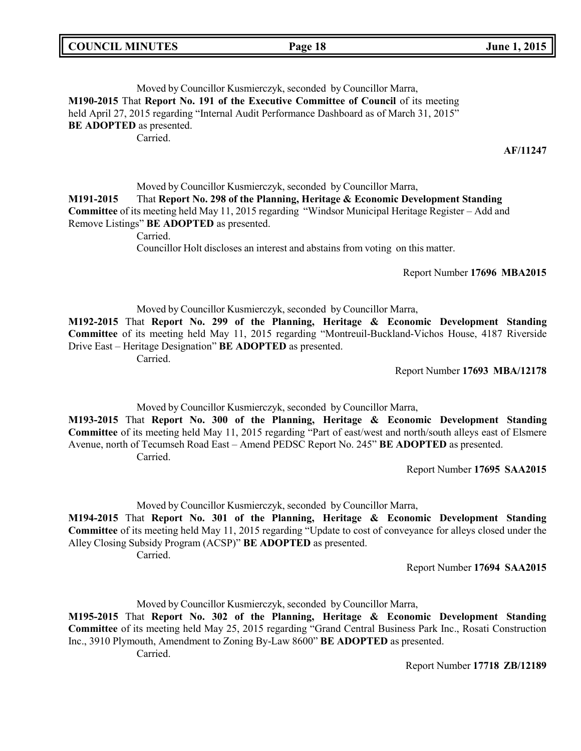Moved by Councillor Kusmierczyk, seconded by Councillor Marra,

**M190-2015** That **Report No. 191 of the Executive Committee of Council** of its meeting held April 27, 2015 regarding "Internal Audit Performance Dashboard as of March 31, 2015" **BE ADOPTED** as presented.

Carried.

**AF/11247**

Moved by Councillor Kusmierczyk, seconded by Councillor Marra,

**M191-2015** That **Report No. 298 of the Planning, Heritage & Economic Development Standing Committee** of its meeting held May 11, 2015 regarding "Windsor Municipal Heritage Register – Add and Remove Listings" **BE ADOPTED** as presented.

Carried.

Councillor Holt discloses an interest and abstains from voting on this matter.

Report Number **17696 MBA2015**

Moved by Councillor Kusmierczyk, seconded by Councillor Marra,

**M192-2015** That **Report No. 299 of the Planning, Heritage & Economic Development Standing Committee** of its meeting held May 11, 2015 regarding "Montreuil-Buckland-Vichos House, 4187 Riverside Drive East – Heritage Designation" **BE ADOPTED** as presented.

Carried.

Report Number **17693 MBA/12178**

Moved by Councillor Kusmierczyk, seconded by Councillor Marra,

**M193-2015** That **Report No. 300 of the Planning, Heritage & Economic Development Standing Committee** of its meeting held May 11, 2015 regarding "Part of east/west and north/south alleys east of Elsmere Avenue, north of Tecumseh Road East – Amend PEDSC Report No. 245" **BE ADOPTED** as presented.

Carried.

Report Number **17695 SAA2015**

Moved by Councillor Kusmierczyk, seconded by Councillor Marra,

**M194-2015** That **Report No. 301 of the Planning, Heritage & Economic Development Standing Committee** of its meeting held May 11, 2015 regarding "Update to cost of conveyance for alleys closed under the Alley Closing Subsidy Program (ACSP)" **BE ADOPTED** as presented.

Carried.

Report Number **17694 SAA2015**

Moved by Councillor Kusmierczyk, seconded by Councillor Marra,

**M195-2015** That **Report No. 302 of the Planning, Heritage & Economic Development Standing Committee** of its meeting held May 25, 2015 regarding "Grand Central Business Park Inc., Rosati Construction Inc., 3910 Plymouth, Amendment to Zoning By-Law 8600" **BE ADOPTED** as presented.

Carried.

Report Number **17718 ZB/12189**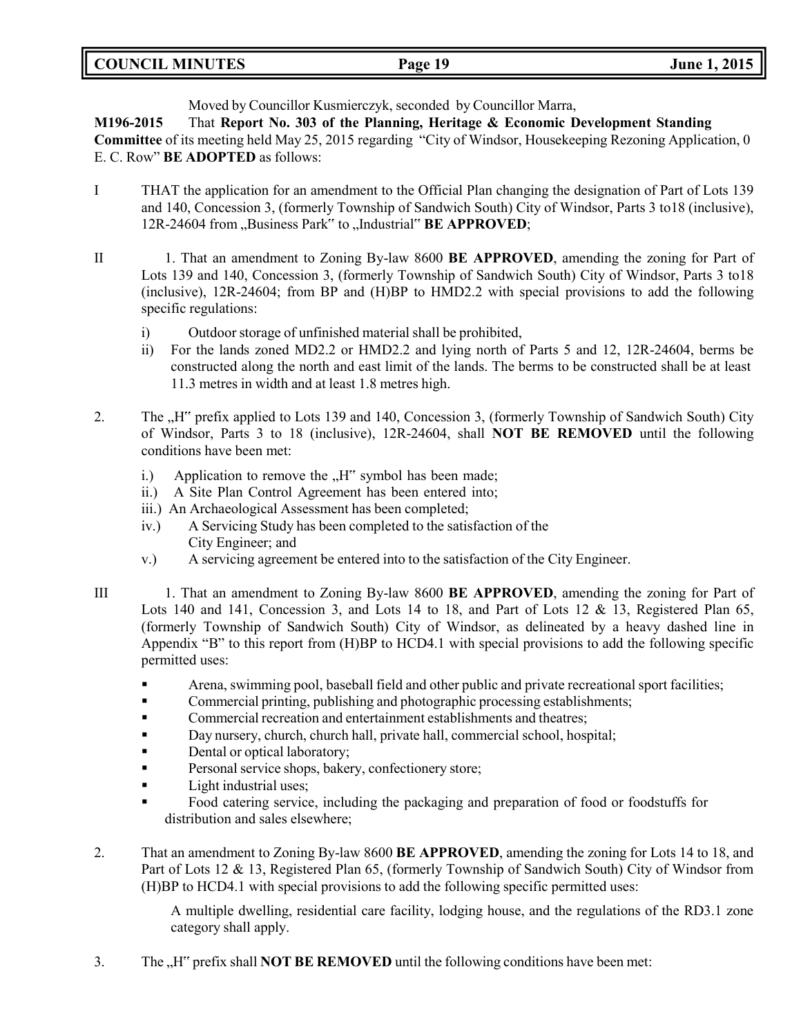Moved by Councillor Kusmierczyk, seconded by Councillor Marra,

**M196-2015** That **Report No. 303 of the Planning, Heritage & Economic Development Standing Committee** of its meeting held May 25, 2015 regarding "City of Windsor, Housekeeping Rezoning Application, 0 E. C. Row" **BE ADOPTED** as follows:

I THAT the application for an amendment to the Official Plan changing the designation of Part of Lots 139 and 140, Concession 3, (formerly Township of Sandwich South) City of Windsor, Parts 3 to18 (inclusive), 12R-24604 from „Business Park" to „Industrial" **BE APPROVED**;

II 1. That an amendment to Zoning By-law 8600 **BE APPROVED**, amending the zoning for Part of Lots 139 and 140, Concession 3, (formerly Township of Sandwich South) City of Windsor, Parts 3 to18 (inclusive), 12R-24604; from BP and (H)BP to HMD2.2 with special provisions to add the following specific regulations:

i) Outdoor storage of unfinished material shall be prohibited,

ii) For the lands zoned MD2.2 or HMD2.2 and lying north of Parts 5 and 12, 12R-24604, berms be constructed along the north and east limit of the lands. The berms to be constructed shall be at least 11.3 metres in width and at least 1.8 metres high.

2. The „H" prefix applied to Lots 139 and 140, Concession 3, (formerly Township of Sandwich South) City of Windsor, Parts 3 to 18 (inclusive), 12R-24604, shall **NOT BE REMOVED** until the following conditions have been met:

i.) Application to remove the „H" symbol has been made;

ii.) A Site Plan Control Agreement has been entered into;

iii.) An Archaeological Assessment has been completed;

iv.) A Servicing Study has been completed to the satisfaction of the City Engineer; and

v.) A servicing agreement be entered into to the satisfaction of the City Engineer.

III 1. That an amendment to Zoning By-law 8600 **BE APPROVED**, amending the zoning for Part of Lots 140 and 141, Concession 3, and Lots 14 to 18, and Part of Lots 12 & 13, Registered Plan 65, (formerly Township of Sandwich South) City of Windsor, as delineated by a heavy dashed line in Appendix "B" to this report from (H)BP to HCD4.1 with special provisions to add the following specific permitted uses:

- Arena, swimming pool, baseball field and other public and private recreational sport facilities;
- Commercial printing, publishing and photographic processing establishments;
- Commercial recreation and entertainment establishments and theatres;
- Day nursery, church, church hall, private hall, commercial school, hospital;
- Dental or optical laboratory;
- Personal service shops, bakery, confectionery store;
- Light industrial uses;
- Food catering service, including the packaging and preparation of food or foodstuffs for distribution and sales elsewhere;

2. That an amendment to Zoning By-law 8600 **BE APPROVED**, amending the zoning for Lots 14 to 18, and Part of Lots 12 & 13, Registered Plan 65, (formerly Township of Sandwich South) City of Windsor from (H)BP to HCD4.1 with special provisions to add the following specific permitted uses:

A multiple dwelling, residential care facility, lodging house, and the regulations of the RD3.1 zone category shall apply.

3. The „H" prefix shall **NOT BE REMOVED** until the following conditions have been met: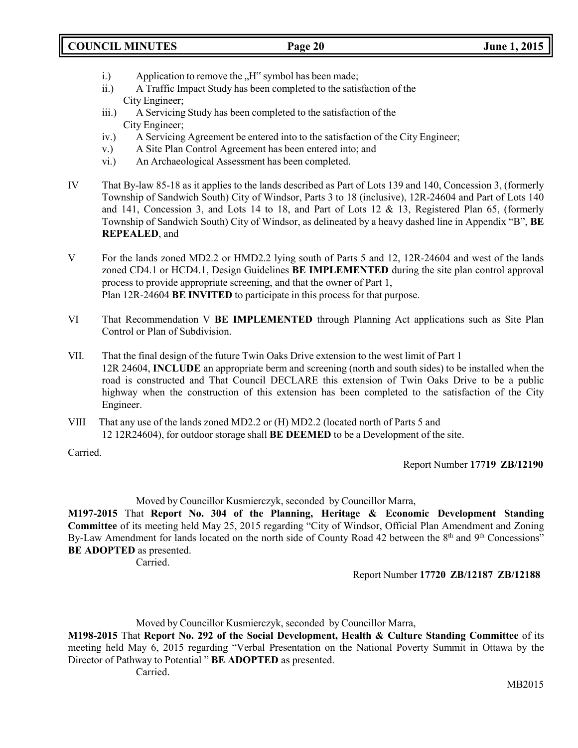i.) Application to remove the „H" symbol has been made;

ii.) A Traffic Impact Study has been completed to the satisfaction of the City Engineer;

iii.) A Servicing Study has been completed to the satisfaction of the City Engineer;

iv.) A Servicing Agreement be entered into to the satisfaction of the City Engineer;

v.) A Site Plan Control Agreement has been entered into; and

vi.) An Archaeological Assessment has been completed.

IV That By-law 85-18 as it applies to the lands described as Part of Lots 139 and 140, Concession 3, (formerly Township of Sandwich South) City of Windsor, Parts 3 to 18 (inclusive), 12R-24604 and Part of Lots 140 and 141, Concession 3, and Lots 14 to 18, and Part of Lots 12 & 13, Registered Plan 65, (formerly Township of Sandwich South) City of Windsor, as delineated by a heavy dashed line in Appendix "B", **BE REPEALED**, and

V For the lands zoned MD2.2 or HMD2.2 lying south of Parts 5 and 12, 12R-24604 and west of the lands zoned CD4.1 or HCD4.1, Design Guidelines **BE IMPLEMENTED** during the site plan control approval process to provide appropriate screening, and that the owner of Part 1, Plan 12R-24604 **BE INVITED** to participate in this process for that purpose.

VI That Recommendation V **BE IMPLEMENTED** through Planning Act applications such as Site Plan Control or Plan of Subdivision.

VII. That the final design of the future Twin Oaks Drive extension to the west limit of Part 1 12R 24604, **INCLUDE** an appropriate berm and screening (north and south sides) to be installed when the road is constructed and That Council DECLARE this extension of Twin Oaks Drive to be a public highway when the construction of this extension has been completed to the satisfaction of the City Engineer.

VIII That any use of the lands zoned MD2.2 or (H) MD2.2 (located north of Parts 5 and 12 12R24604), for outdoor storage shall **BE DEEMED** to be a Development of the site.

Carried.

Report Number **17719 ZB/12190**

Moved by Councillor Kusmierczyk, seconded by Councillor Marra,

**M197-2015** That **Report No. 304 of the Planning, Heritage & Economic Development Standing Committee** of its meeting held May 25, 2015 regarding "City of Windsor, Official Plan Amendment and Zoning By-Law Amendment for lands located on the north side of County Road 42 between the 8th and 9th Concessions" **BE ADOPTED** as presented.

Carried.

Report Number **17720 ZB/12187 ZB/12188**

Moved by Councillor Kusmierczyk, seconded by Councillor Marra,

**M198-2015** That **Report No. 292 of the Social Development, Health & Culture Standing Committee** of its meeting held May 6, 2015 regarding "Verbal Presentation on the National Poverty Summit in Ottawa by the Director of Pathway to Potential " **BE ADOPTED** as presented.

Carried.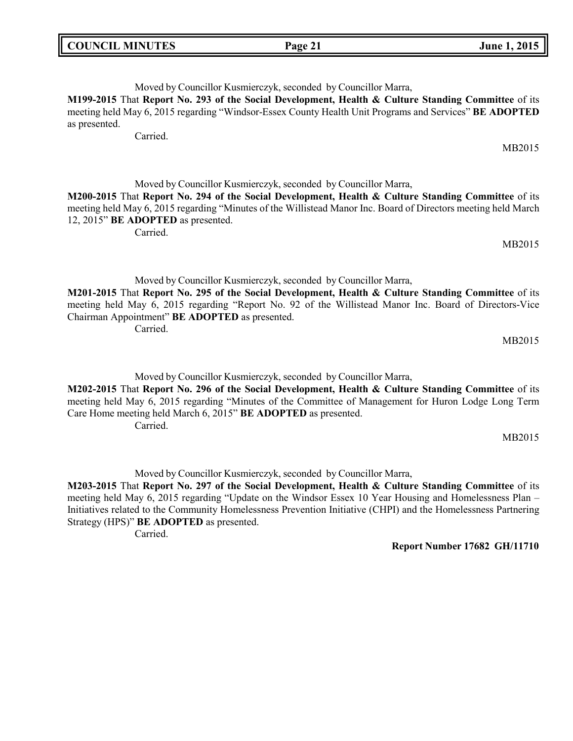Moved by Councillor Kusmierczyk, seconded by Councillor Marra,

**M199-2015** That **Report No. 293 of the Social Development, Health & Culture Standing Committee** of its meeting held May 6, 2015 regarding "Windsor-Essex County Health Unit Programs and Services" **BE ADOPTED** as presented.

Carried.

MB2015

Moved by Councillor Kusmierczyk, seconded by Councillor Marra,

**M200-2015** That **Report No. 294 of the Social Development, Health & Culture Standing Committee** of its meeting held May 6, 2015 regarding "Minutes of the Willistead Manor Inc. Board of Directors meeting held March 12, 2015" **BE ADOPTED** as presented.

Carried.

MB2015

Moved by Councillor Kusmierczyk, seconded by Councillor Marra,

**M201-2015** That **Report No. 295 of the Social Development, Health & Culture Standing Committee** of its meeting held May 6, 2015 regarding "Report No. 92 of the Willistead Manor Inc. Board of Directors-Vice Chairman Appointment" **BE ADOPTED** as presented.

Carried.

MB2015

Moved by Councillor Kusmierczyk, seconded by Councillor Marra,

**M202-2015** That **Report No. 296 of the Social Development, Health & Culture Standing Committee** of its meeting held May 6, 2015 regarding "Minutes of the Committee of Management for Huron Lodge Long Term Care Home meeting held March 6, 2015" **BE ADOPTED** as presented.

Carried.

MB2015

Moved by Councillor Kusmierczyk, seconded by Councillor Marra,

**M203-2015** That **Report No. 297 of the Social Development, Health & Culture Standing Committee** of its meeting held May 6, 2015 regarding "Update on the Windsor Essex 10 Year Housing and Homelessness Plan – Initiatives related to the Community Homelessness Prevention Initiative (CHPI) and the Homelessness Partnering Strategy (HPS)" **BE ADOPTED** as presented.

Carried.

**Report Number 17682 GH/11710**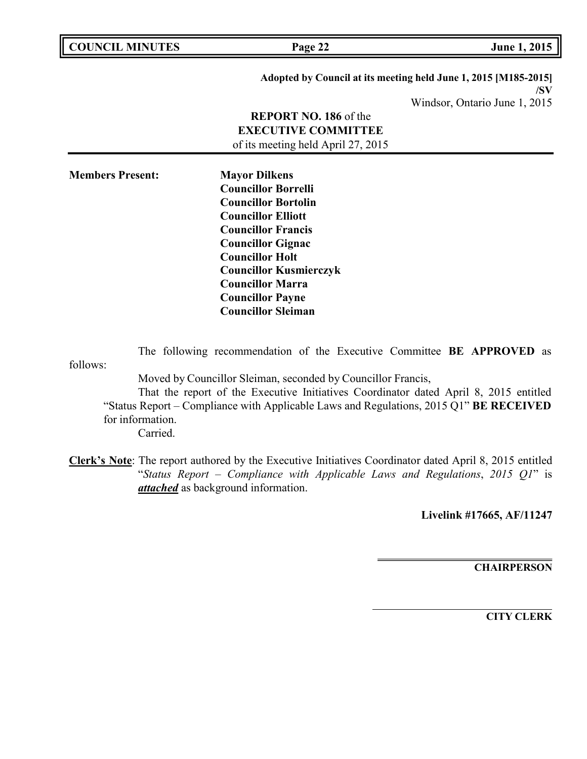**Adopted by Council at its meeting held June 1, 2015 [M185-2015]**
**/SV**
Windsor, Ontario June 1, 2015

**REPORT NO. 186** of the
**EXECUTIVE COMMITTEE**
of its meeting held April 27, 2015

**Members Present:**

**Mayor Dilkens**
**Councillor Borrelli**
**Councillor Bortolin**
**Councillor Elliott**
**Councillor Francis**
**Councillor Gignac**
**Councillor Holt**
**Councillor Kusmierczyk**
**Councillor Marra**
**Councillor Payne**
**Councillor Sleiman**

The following recommendation of the Executive Committee **BE APPROVED** as follows:

Moved by Councillor Sleiman, seconded by Councillor Francis,

That the report of the Executive Initiatives Coordinator dated April 8, 2015 entitled "Status Report – Compliance with Applicable Laws and Regulations, 2015 Q1" **BE RECEIVED** for information.

Carried.

**Clerk's Note**: The report authored by the Executive Initiatives Coordinator dated April 8, 2015 entitled "*Status Report – Compliance with Applicable Laws and Regulations*, *2015 Q1*" is ***attached*** as background information.

**Livelink #17665, AF/11247**

**CHAIRPERSON**

**CITY CLERK**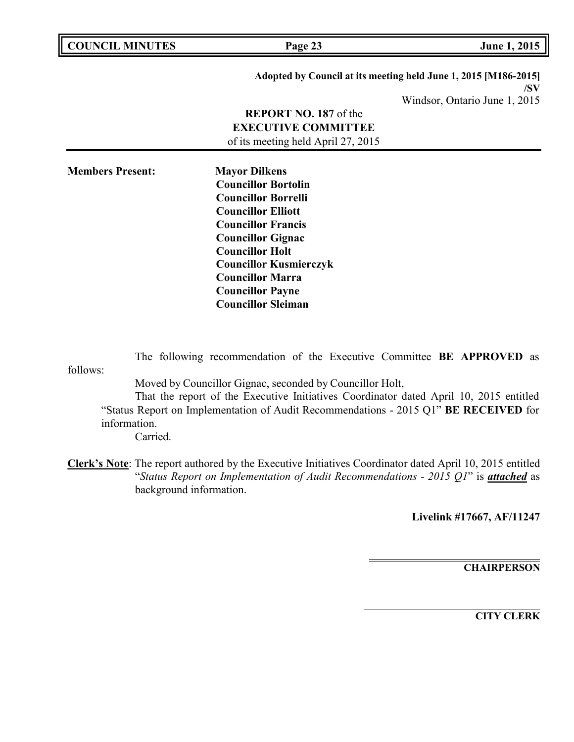**Adopted by Council at its meeting held June 1, 2015 [M186-2015]**
**/SV**
Windsor, Ontario June 1, 2015

**REPORT NO. 187** of the
**EXECUTIVE COMMITTEE**
of its meeting held April 27, 2015

**Members Present:**

**Mayor Dilkens**
**Councillor Bortolin**
**Councillor Borrelli**
**Councillor Elliott**
**Councillor Francis**
**Councillor Gignac**
**Councillor Holt**
**Councillor Kusmierczyk**
**Councillor Marra**
**Councillor Payne**
**Councillor Sleiman**

The following recommendation of the Executive Committee **BE APPROVED** as follows:

Moved by Councillor Gignac, seconded by Councillor Holt,

That the report of the Executive Initiatives Coordinator dated April 10, 2015 entitled "Status Report on Implementation of Audit Recommendations - 2015 Q1" **BE RECEIVED** for information.

Carried.

**Clerk's Note**: The report authored by the Executive Initiatives Coordinator dated April 10, 2015 entitled "*Status Report on Implementation of Audit Recommendations - 2015 Q1*" is ***attached*** as background information.

**Livelink #17667, AF/11247**

**CHAIRPERSON**

**CITY CLERK**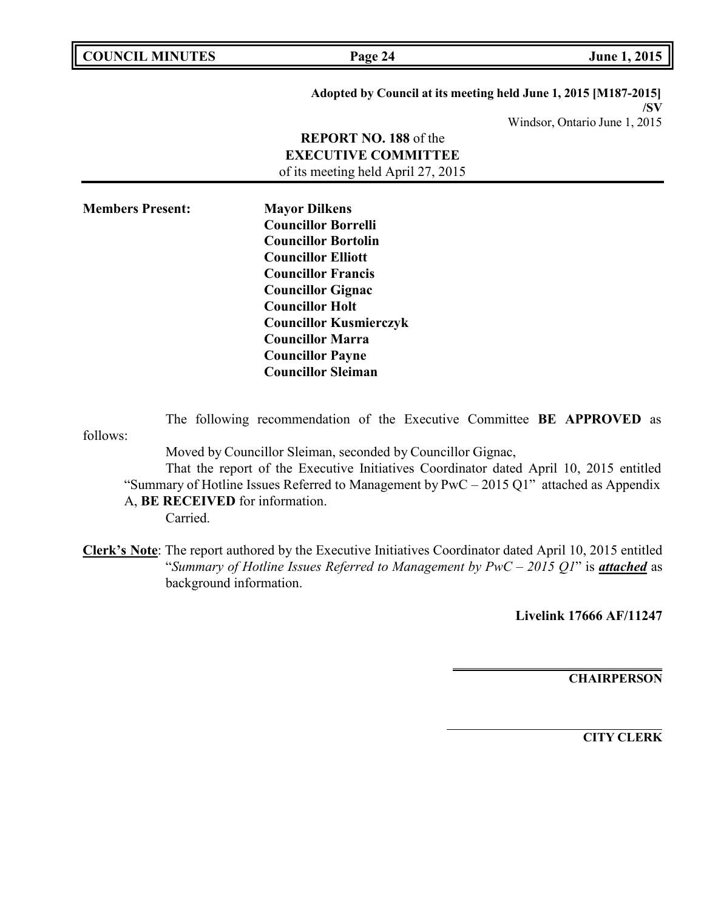**Adopted by Council at its meeting held June 1, 2015 [M187-2015]**
**/SV**
Windsor, Ontario June 1, 2015

**REPORT NO. 188** of the
**EXECUTIVE COMMITTEE**
of its meeting held April 27, 2015

---

**Members Present:**

**Mayor Dilkens**
**Councillor Borrelli**
**Councillor Bortolin**
**Councillor Elliott**
**Councillor Francis**
**Councillor Gignac**
**Councillor Holt**
**Councillor Kusmierczyk**
**Councillor Marra**
**Councillor Payne**
**Councillor Sleiman**

The following recommendation of the Executive Committee **BE APPROVED** as follows:

Moved by Councillor Sleiman, seconded by Councillor Gignac,

That the report of the Executive Initiatives Coordinator dated April 10, 2015 entitled "Summary of Hotline Issues Referred to Management by PwC – 2015 Q1" attached as Appendix A, **BE RECEIVED** for information.

Carried.

**Clerk's Note**: The report authored by the Executive Initiatives Coordinator dated April 10, 2015 entitled "*Summary of Hotline Issues Referred to Management by PwC – 2015 Q1*" is ***attached*** as background information.

**Livelink 17666 AF/11247**

**CHAIRPERSON**

**CITY CLERK**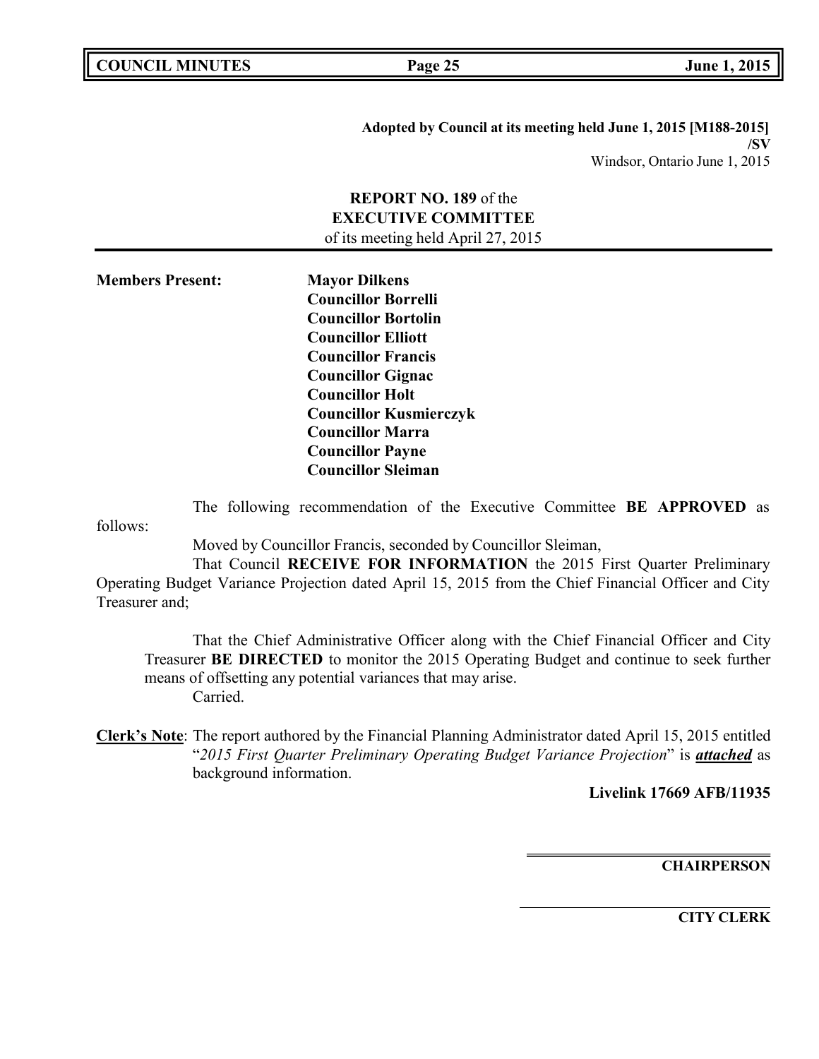**Adopted by Council at its meeting held June 1, 2015 [M188-2015]**
**/SV**
Windsor, Ontario June 1, 2015

**REPORT NO. 189** of the
**EXECUTIVE COMMITTEE**
of its meeting held April 27, 2015

**Members Present:**

**Mayor Dilkens**
**Councillor Borrelli**
**Councillor Bortolin**
**Councillor Elliott**
**Councillor Francis**
**Councillor Gignac**
**Councillor Holt**
**Councillor Kusmierczyk**
**Councillor Marra**
**Councillor Payne**
**Councillor Sleiman**

The following recommendation of the Executive Committee **BE APPROVED** as follows:

Moved by Councillor Francis, seconded by Councillor Sleiman,

That Council **RECEIVE FOR INFORMATION** the 2015 First Quarter Preliminary Operating Budget Variance Projection dated April 15, 2015 from the Chief Financial Officer and City Treasurer and;

That the Chief Administrative Officer along with the Chief Financial Officer and City Treasurer **BE DIRECTED** to monitor the 2015 Operating Budget and continue to seek further means of offsetting any potential variances that may arise.
Carried.

**Clerk's Note**: The report authored by the Financial Planning Administrator dated April 15, 2015 entitled "*2015 First Quarter Preliminary Operating Budget Variance Projection*" is ***attached*** as background information.

**Livelink 17669 AFB/11935**

**CHAIRPERSON**

**CITY CLERK**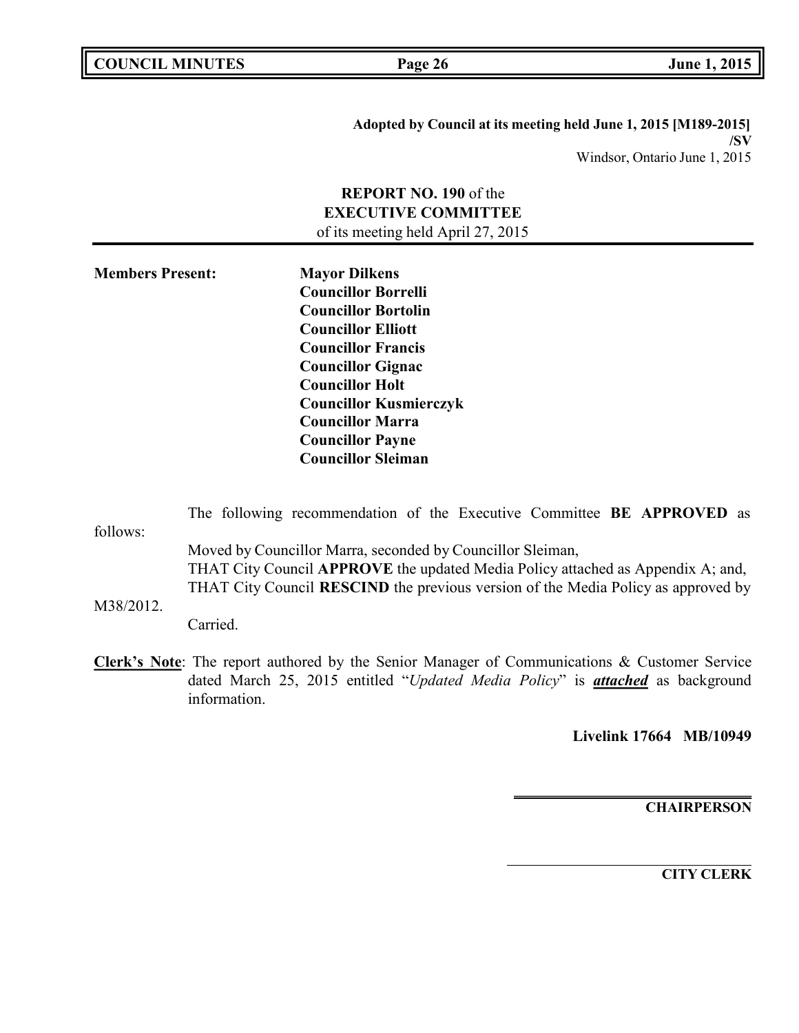**Adopted by Council at its meeting held June 1, 2015 [M189-2015]**
**/SV**
Windsor, Ontario June 1, 2015

**REPORT NO. 190** of the
**EXECUTIVE COMMITTEE**
of its meeting held April 27, 2015

---

**Members Present:**

**Mayor Dilkens**
**Councillor Borrelli**
**Councillor Bortolin**
**Councillor Elliott**
**Councillor Francis**
**Councillor Gignac**
**Councillor Holt**
**Councillor Kusmierczyk**
**Councillor Marra**
**Councillor Payne**
**Councillor Sleiman**

The following recommendation of the Executive Committee **BE APPROVED** as follows:

Moved by Councillor Marra, seconded by Councillor Sleiman,
THAT City Council **APPROVE** the updated Media Policy attached as Appendix A; and,
THAT City Council **RESCIND** the previous version of the Media Policy as approved by M38/2012.
Carried.

**Clerk's Note**: The report authored by the Senior Manager of Communications & Customer Service dated March 25, 2015 entitled "*Updated Media Policy*" is ***attached*** as background information.

**Livelink 17664 MB/10949**

**CHAIRPERSON**

**CITY CLERK**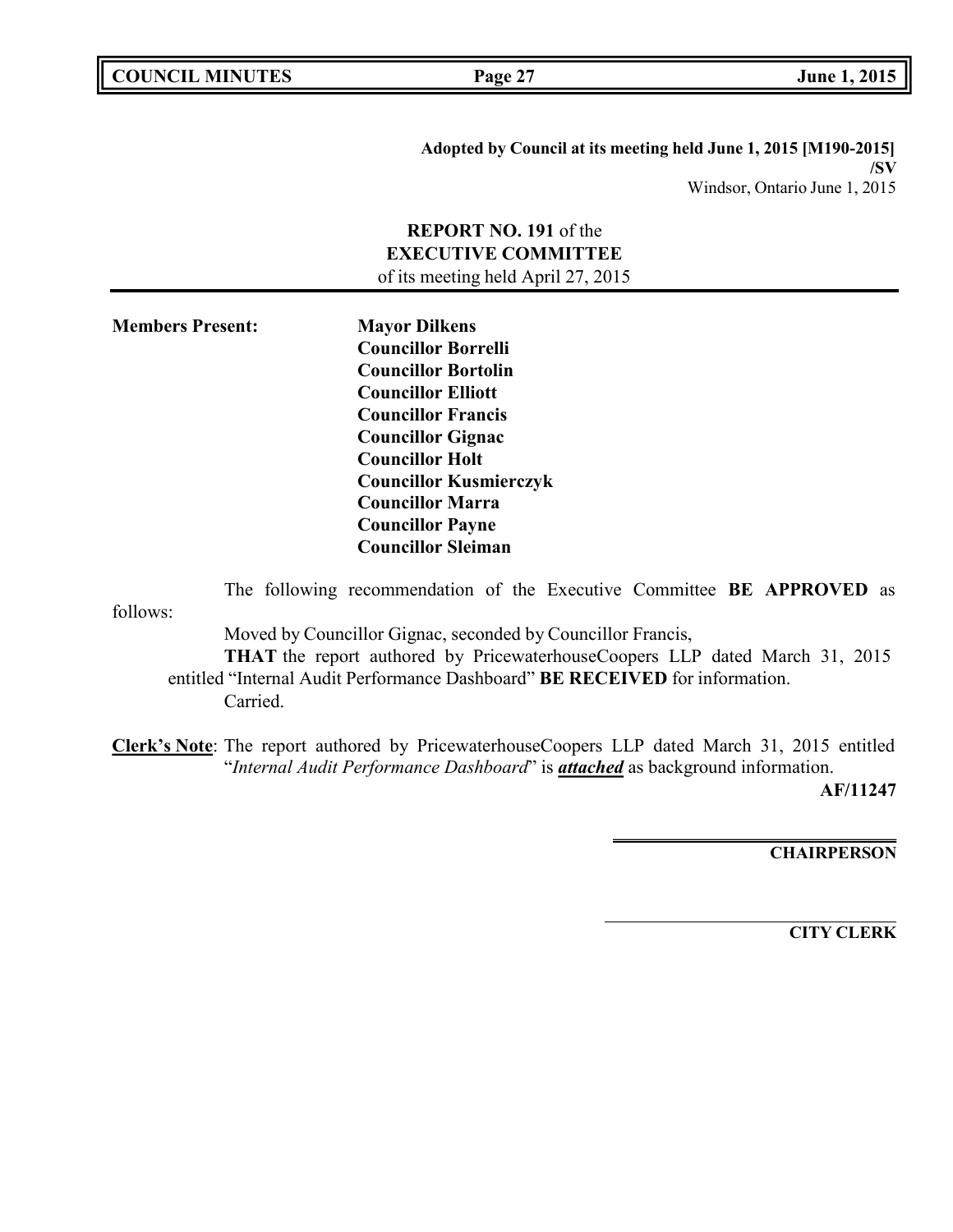**Adopted by Council at its meeting held June 1, 2015 [M190-2015]**
**/SV**
Windsor, Ontario June 1, 2015

**REPORT NO. 191** of the
**EXECUTIVE COMMITTEE**
of its meeting held April 27, 2015

**Members Present:**

**Mayor Dilkens**
**Councillor Borrelli**
**Councillor Bortolin**
**Councillor Elliott**
**Councillor Francis**
**Councillor Gignac**
**Councillor Holt**
**Councillor Kusmierczyk**
**Councillor Marra**
**Councillor Payne**
**Councillor Sleiman**

The following recommendation of the Executive Committee **BE APPROVED** as follows:

Moved by Councillor Gignac, seconded by Councillor Francis,

**THAT** the report authored by PricewaterhouseCoopers LLP dated March 31, 2015 entitled "Internal Audit Performance Dashboard" **BE RECEIVED** for information.

Carried.

**Clerk's Note**: The report authored by PricewaterhouseCoopers LLP dated March 31, 2015 entitled "*Internal Audit Performance Dashboard*" is ***attached*** as background information.

**AF/11247**

**CHAIRPERSON**

**CITY CLERK**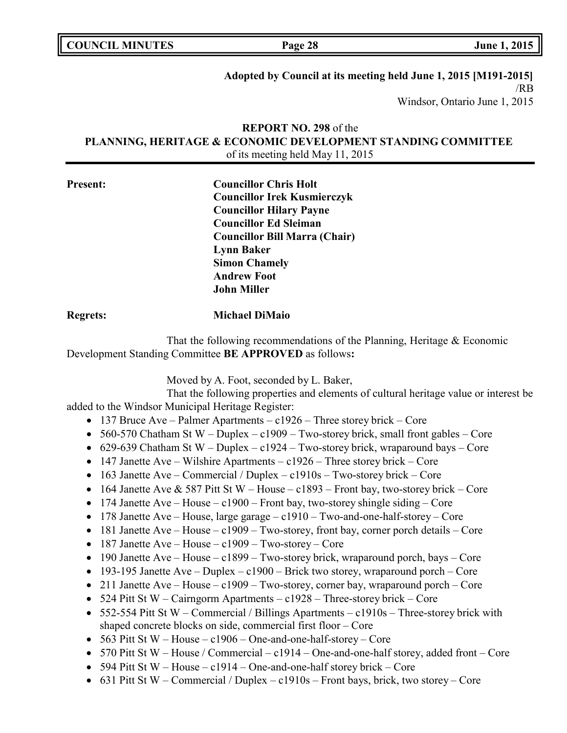**Adopted by Council at its meeting held June 1, 2015 [M191-2015]**
/RB
Windsor, Ontario June 1, 2015

**REPORT NO. 298** of the
**PLANNING, HERITAGE & ECONOMIC DEVELOPMENT STANDING COMMITTEE**
of its meeting held May 11, 2015

**Present:**
**Councillor Chris Holt**
**Councillor Irek Kusmierczyk**
**Councillor Hilary Payne**
**Councillor Ed Sleiman**
**Councillor Bill Marra (Chair)**
**Lynn Baker**
**Simon Chamely**
**Andrew Foot**
**John Miller**

**Regrets:** **Michael DiMaio**

That the following recommendations of the Planning, Heritage & Economic Development Standing Committee **BE APPROVED** as follows**:**

Moved by A. Foot, seconded by L. Baker,

That the following properties and elements of cultural heritage value or interest be added to the Windsor Municipal Heritage Register:

- 137 Bruce Ave – Palmer Apartments – c1926 – Three storey brick – Core
- 560-570 Chatham St W – Duplex – c1909 – Two-storey brick, small front gables – Core
- 629-639 Chatham St W – Duplex – c1924 – Two-storey brick, wraparound bays – Core
- 147 Janette Ave – Wilshire Apartments – c1926 – Three storey brick – Core
- 163 Janette Ave – Commercial / Duplex – c1910s – Two-storey brick – Core
- 164 Janette Ave & 587 Pitt St W – House – c1893 – Front bay, two-storey brick – Core
- 174 Janette Ave – House – c1900 – Front bay, two-storey shingle siding – Core
- 178 Janette Ave – House, large garage – c1910 – Two-and-one-half-storey – Core
- 181 Janette Ave – House – c1909 – Two-storey, front bay, corner porch details – Core
- 187 Janette Ave – House – c1909 – Two-storey – Core
- 190 Janette Ave – House – c1899 – Two-storey brick, wraparound porch, bays – Core
- 193-195 Janette Ave – Duplex – c1900 – Brick two storey, wraparound porch – Core
- 211 Janette Ave – House – c1909 – Two-storey, corner bay, wraparound porch – Core
- 524 Pitt St W – Cairngorm Apartments – c1928 – Three-storey brick – Core
- 552-554 Pitt St W – Commercial / Billings Apartments – c1910s – Three-storey brick with shaped concrete blocks on side, commercial first floor – Core
- 563 Pitt St W – House – c1906 – One-and-one-half-storey – Core
- 570 Pitt St W – House / Commercial – c1914 – One-and-one-half storey, added front – Core
- 594 Pitt St W – House – c1914 – One-and-one-half storey brick – Core
- 631 Pitt St W – Commercial / Duplex – c1910s – Front bays, brick, two storey – Core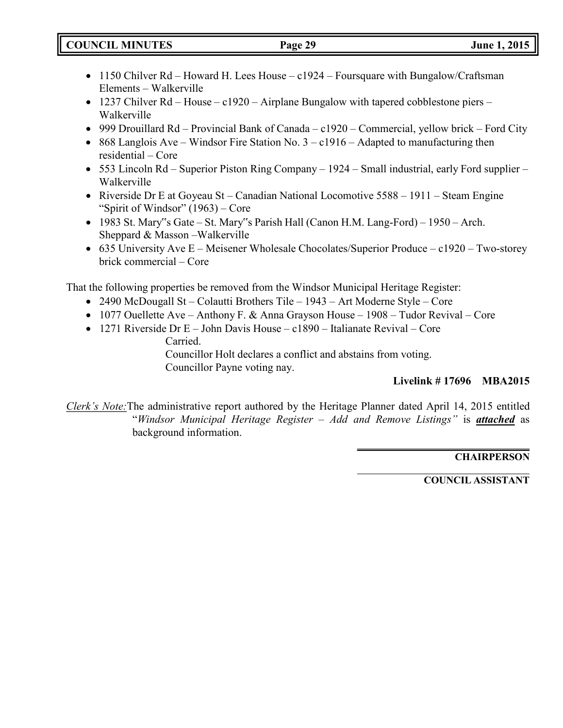- 1150 Chilver Rd – Howard H. Lees House – c1924 – Foursquare with Bungalow/Craftsman Elements – Walkerville
- 1237 Chilver Rd – House – c1920 – Airplane Bungalow with tapered cobblestone piers – Walkerville
- 999 Drouillard Rd – Provincial Bank of Canada – c1920 – Commercial, yellow brick – Ford City
- 868 Langlois Ave – Windsor Fire Station No. 3 – c1916 – Adapted to manufacturing then residential – Core
- 553 Lincoln Rd – Superior Piston Ring Company – 1924 – Small industrial, early Ford supplier – Walkerville
- Riverside Dr E at Goyeau St – Canadian National Locomotive 5588 – 1911 – Steam Engine "Spirit of Windsor" (1963) – Core
- 1983 St. Mary"s Gate – St. Mary"s Parish Hall (Canon H.M. Lang-Ford) – 1950 – Arch. Sheppard & Masson –Walkerville
- 635 University Ave E – Meisener Wholesale Chocolates/Superior Produce – c1920 – Two-storey brick commercial – Core

That the following properties be removed from the Windsor Municipal Heritage Register:

- 2490 McDougall St – Colautti Brothers Tile – 1943 – Art Moderne Style – Core
- 1077 Ouellette Ave – Anthony F. & Anna Grayson House – 1908 – Tudor Revival – Core
- 1271 Riverside Dr E – John Davis House – c1890 – Italianate Revival – Core

Carried.

Councillor Holt declares a conflict and abstains from voting.

Councillor Payne voting nay.

**Livelink # 17696 MBA2015**

*Clerk's Note:* The administrative report authored by the Heritage Planner dated April 14, 2015 entitled "*Windsor Municipal Heritage Register – Add and Remove Listings"* is ***attached*** as background information.

**CHAIRPERSON**

**COUNCIL ASSISTANT**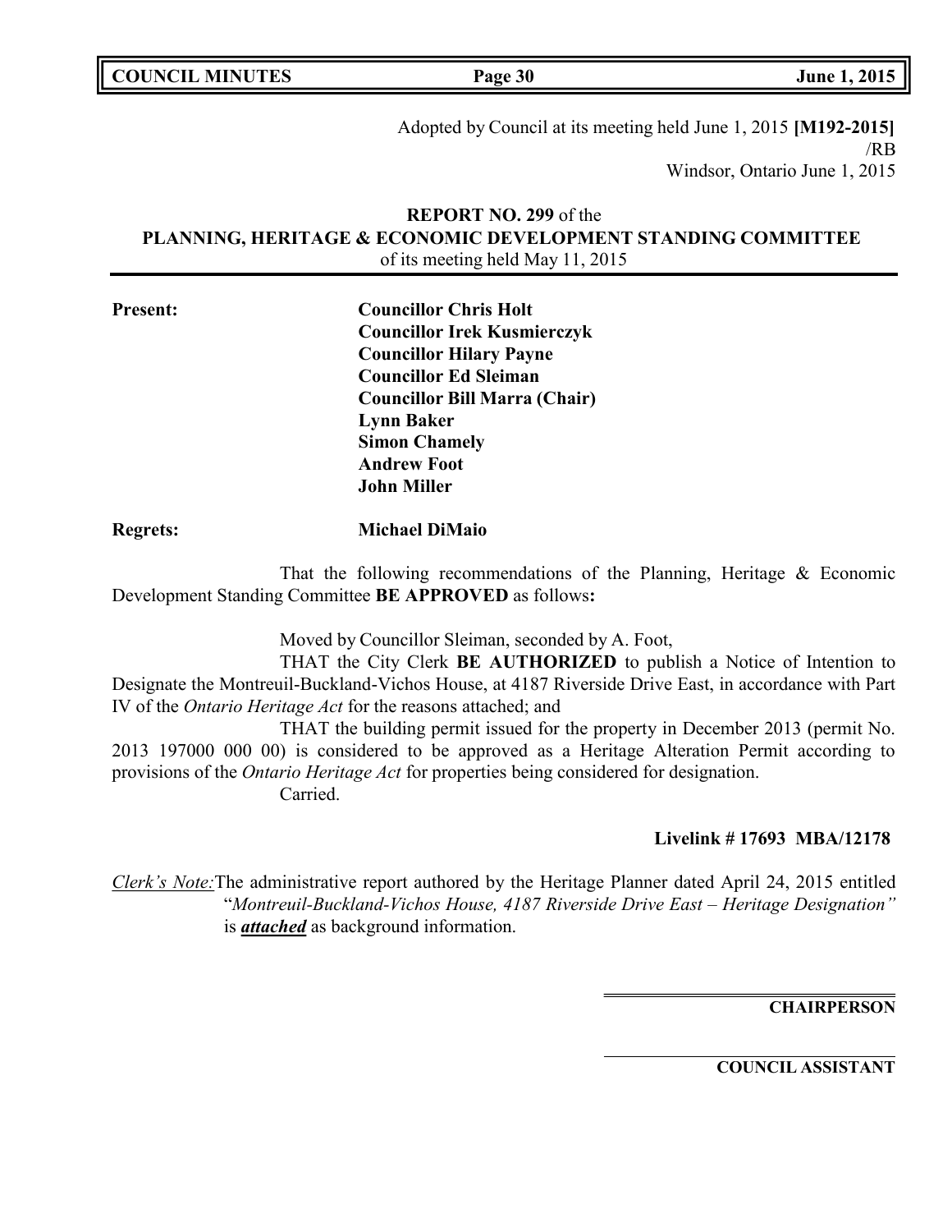Adopted by Council at its meeting held June 1, 2015 **[M192-2015]**
/RB
Windsor, Ontario June 1, 2015

**REPORT NO. 299** of the
**PLANNING, HERITAGE & ECONOMIC DEVELOPMENT STANDING COMMITTEE**
of its meeting held May 11, 2015

**Present:**
**Councillor Chris Holt**
**Councillor Irek Kusmierczyk**
**Councillor Hilary Payne**
**Councillor Ed Sleiman**
**Councillor Bill Marra (Chair)**
**Lynn Baker**
**Simon Chamely**
**Andrew Foot**
**John Miller**

**Regrets:** **Michael DiMaio**

That the following recommendations of the Planning, Heritage & Economic Development Standing Committee **BE APPROVED** as follows**:**

Moved by Councillor Sleiman, seconded by A. Foot,

THAT the City Clerk **BE AUTHORIZED** to publish a Notice of Intention to Designate the Montreuil-Buckland-Vichos House, at 4187 Riverside Drive East, in accordance with Part IV of the *Ontario Heritage Act* for the reasons attached; and

THAT the building permit issued for the property in December 2013 (permit No. 2013 197000 000 00) is considered to be approved as a Heritage Alteration Permit according to provisions of the *Ontario Heritage Act* for properties being considered for designation.

Carried.

**Livelink # 17693 MBA/12178**

*Clerk's Note:* The administrative report authored by the Heritage Planner dated April 24, 2015 entitled "*Montreuil-Buckland-Vichos House, 4187 Riverside Drive East – Heritage Designation"* is ***attached*** as background information.

**CHAIRPERSON**

**COUNCIL ASSISTANT**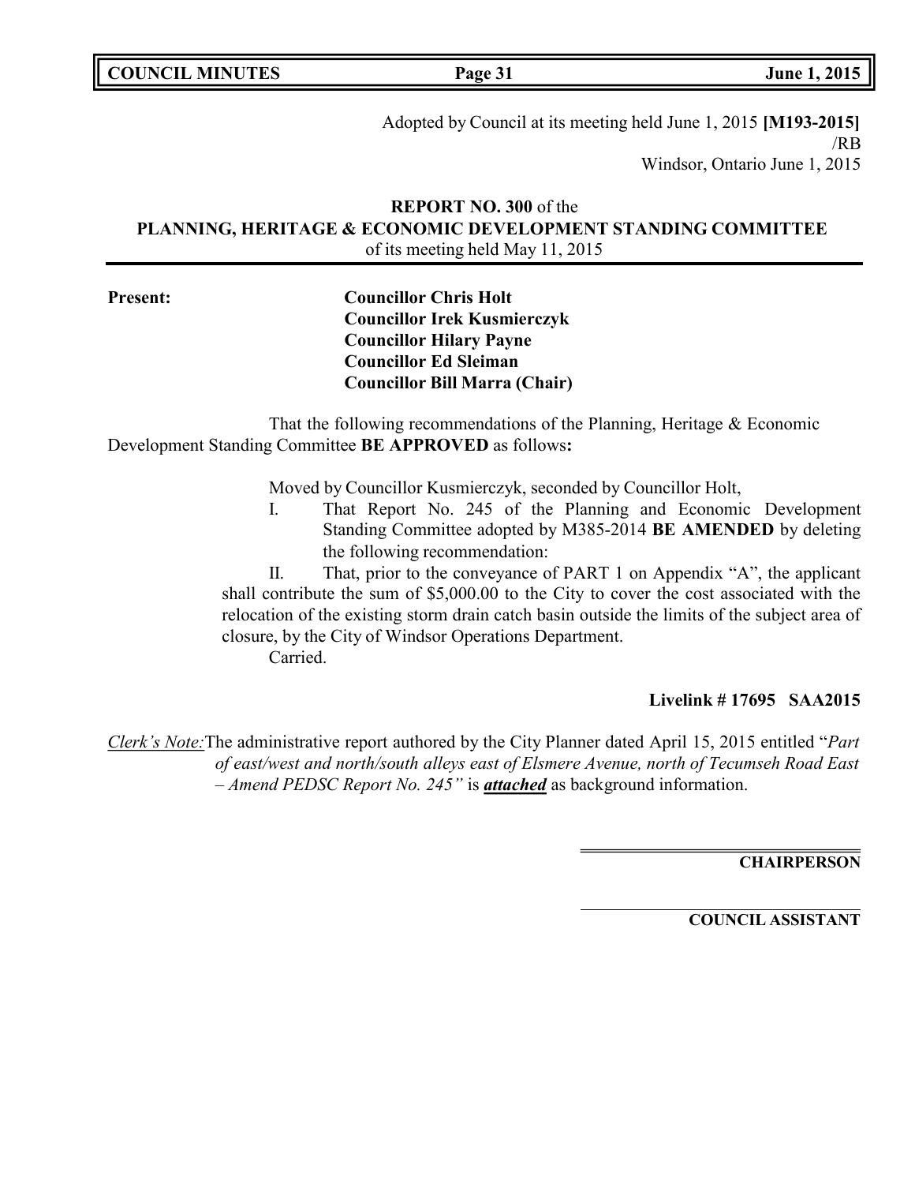Adopted by Council at its meeting held June 1, 2015 **[M193-2015]**
/RB
Windsor, Ontario June 1, 2015

**REPORT NO. 300** of the
**PLANNING, HERITAGE & ECONOMIC DEVELOPMENT STANDING COMMITTEE**
of its meeting held May 11, 2015

**Present:**

**Councillor Chris Holt**
**Councillor Irek Kusmierczyk**
**Councillor Hilary Payne**
**Councillor Ed Sleiman**
**Councillor Bill Marra (Chair)**

That the following recommendations of the Planning, Heritage & Economic Development Standing Committee **BE APPROVED** as follows**:**

Moved by Councillor Kusmierczyk, seconded by Councillor Holt,

I. That Report No. 245 of the Planning and Economic Development Standing Committee adopted by M385-2014 **BE AMENDED** by deleting the following recommendation:

II. That, prior to the conveyance of PART 1 on Appendix "A", the applicant shall contribute the sum of $5,000.00 to the City to cover the cost associated with the relocation of the existing storm drain catch basin outside the limits of the subject area of closure, by the City of Windsor Operations Department.

Carried.

**Livelink # 17695 SAA2015**

*Clerk's Note:* The administrative report authored by the City Planner dated April 15, 2015 entitled "*Part of east/west and north/south alleys east of Elsmere Avenue, north of Tecumseh Road East – Amend PEDSC Report No. 245"* is ***attached*** as background information.

**CHAIRPERSON**

**COUNCIL ASSISTANT**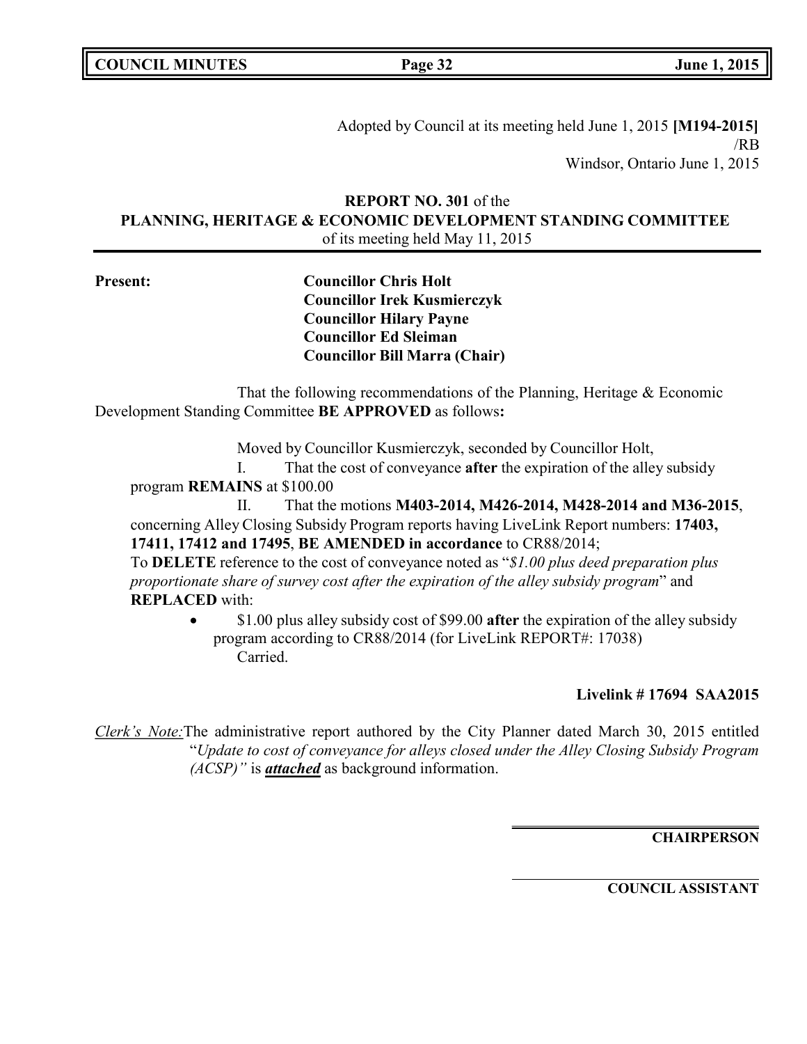Adopted by Council at its meeting held June 1, 2015 **[M194-2015]**
/RB
Windsor, Ontario June 1, 2015

**REPORT NO. 301** of the
**PLANNING, HERITAGE & ECONOMIC DEVELOPMENT STANDING COMMITTEE**
of its meeting held May 11, 2015

**Present:**
**Councillor Chris Holt**
**Councillor Irek Kusmierczyk**
**Councillor Hilary Payne**
**Councillor Ed Sleiman**
**Councillor Bill Marra (Chair)**

That the following recommendations of the Planning, Heritage & Economic Development Standing Committee **BE APPROVED** as follows**:**

Moved by Councillor Kusmierczyk, seconded by Councillor Holt,

I. That the cost of conveyance **after** the expiration of the alley subsidy program **REMAINS** at $100.00

II. That the motions **M403-2014, M426-2014, M428-2014 and M36-2015**, concerning Alley Closing Subsidy Program reports having LiveLink Report numbers: **17403, 17411, 17412 and 17495**, **BE AMENDED in accordance** to CR88/2014;
To **DELETE** reference to the cost of conveyance noted as "*$1.00 plus deed preparation plus proportionate share of survey cost after the expiration of the alley subsidy program*" and **REPLACED** with:

- $1.00 plus alley subsidy cost of $99.00 **after** the expiration of the alley subsidy program according to CR88/2014 (for LiveLink REPORT#: 17038)

Carried.

**Livelink # 17694 SAA2015**

*Clerk's Note:* The administrative report authored by the City Planner dated March 30, 2015 entitled "*Update to cost of conveyance for alleys closed under the Alley Closing Subsidy Program (ACSP)"* is ***attached*** as background information.

**CHAIRPERSON**

**COUNCIL ASSISTANT**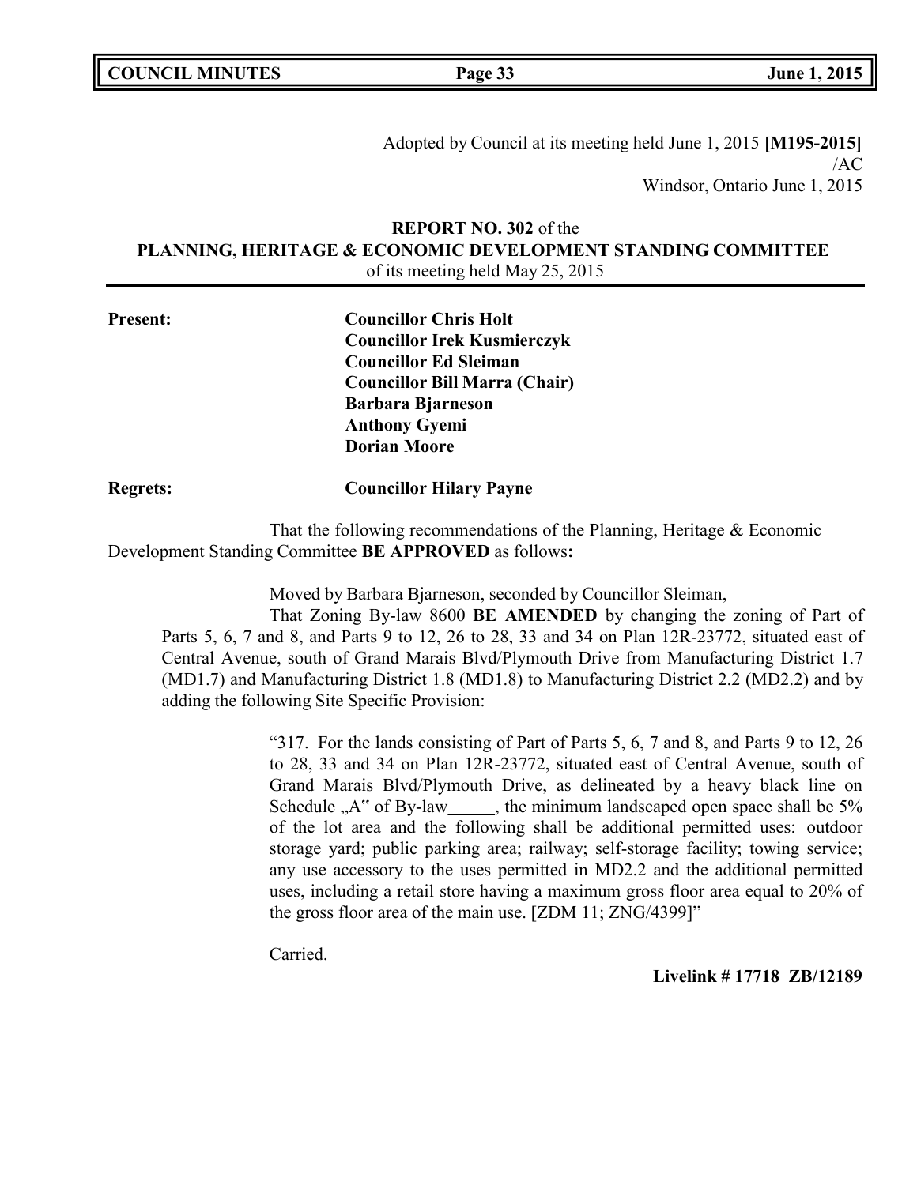Adopted by Council at its meeting held June 1, 2015 **[M195-2015]**
/AC
Windsor, Ontario June 1, 2015

**REPORT NO. 302** of the
**PLANNING, HERITAGE & ECONOMIC DEVELOPMENT STANDING COMMITTEE**
of its meeting held May 25, 2015

**Present:**

**Councillor Chris Holt**
**Councillor Irek Kusmierczyk**
**Councillor Ed Sleiman**
**Councillor Bill Marra (Chair)**
**Barbara Bjarneson**
**Anthony Gyemi**
**Dorian Moore**

**Regrets:** **Councillor Hilary Payne**

That the following recommendations of the Planning, Heritage & Economic Development Standing Committee **BE APPROVED** as follows**:**

Moved by Barbara Bjarneson, seconded by Councillor Sleiman,

That Zoning By-law 8600 **BE AMENDED** by changing the zoning of Part of Parts 5, 6, 7 and 8, and Parts 9 to 12, 26 to 28, 33 and 34 on Plan 12R-23772, situated east of Central Avenue, south of Grand Marais Blvd/Plymouth Drive from Manufacturing District 1.7 (MD1.7) and Manufacturing District 1.8 (MD1.8) to Manufacturing District 2.2 (MD2.2) and by adding the following Site Specific Provision:

> "317. For the lands consisting of Part of Parts 5, 6, 7 and 8, and Parts 9 to 12, 26 to 28, 33 and 34 on Plan 12R-23772, situated east of Central Avenue, south of Grand Marais Blvd/Plymouth Drive, as delineated by a heavy black line on Schedule „A" of By-law_____, the minimum landscaped open space shall be 5% of the lot area and the following shall be additional permitted uses: outdoor storage yard; public parking area; railway; self-storage facility; towing service; any use accessory to the uses permitted in MD2.2 and the additional permitted uses, including a retail store having a maximum gross floor area equal to 20% of the gross floor area of the main use. [ZDM 11; ZNG/4399]"

Carried.

**Livelink # 17718 ZB/12189**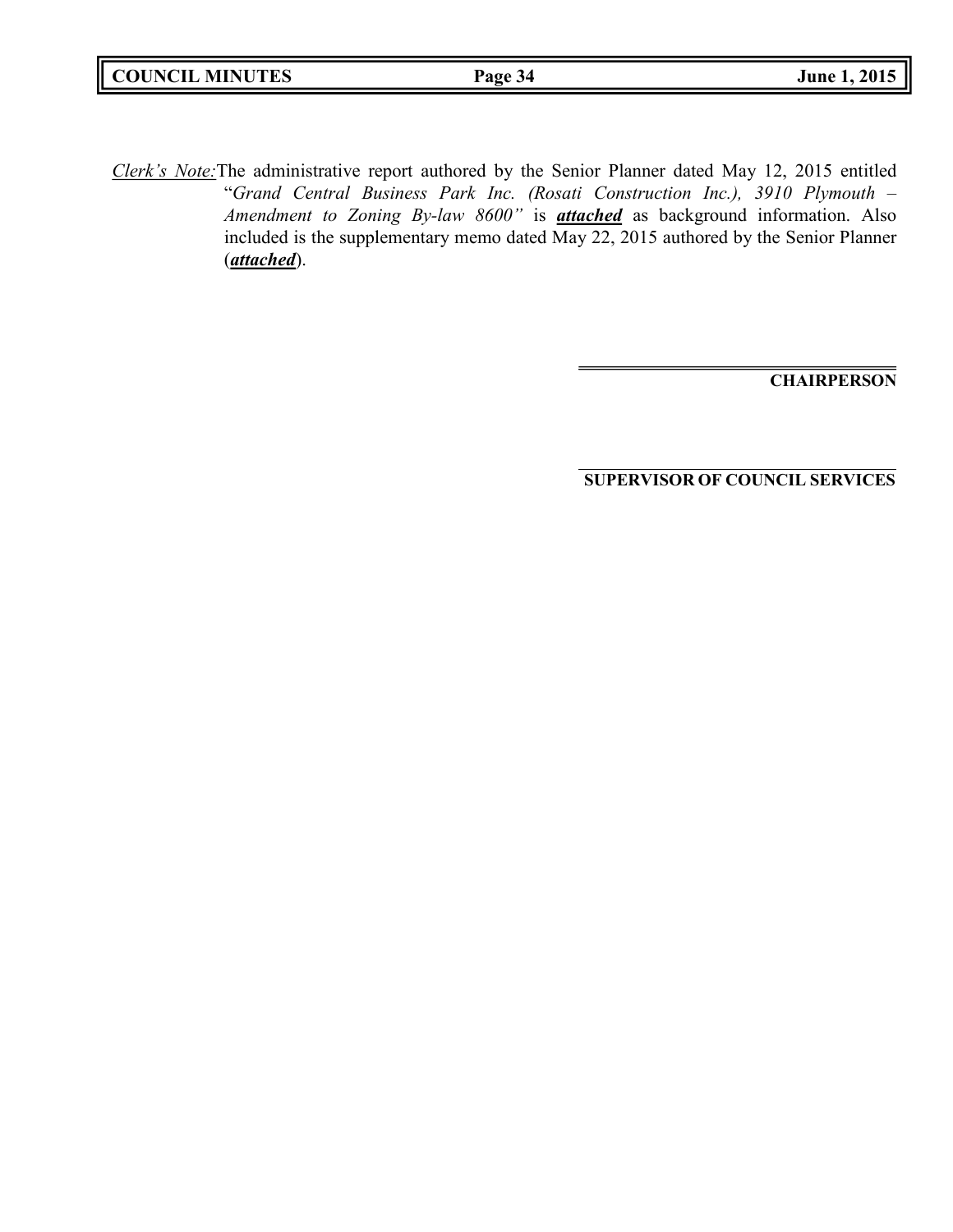*Clerk's Note:* The administrative report authored by the Senior Planner dated May 12, 2015 entitled "*Grand Central Business Park Inc. (Rosati Construction Inc.), 3910 Plymouth – Amendment to Zoning By-law 8600"* is ***attached*** as background information. Also included is the supplementary memo dated May 22, 2015 authored by the Senior Planner (***attached***).

**CHAIRPERSON**

**SUPERVISOR OF COUNCIL SERVICES**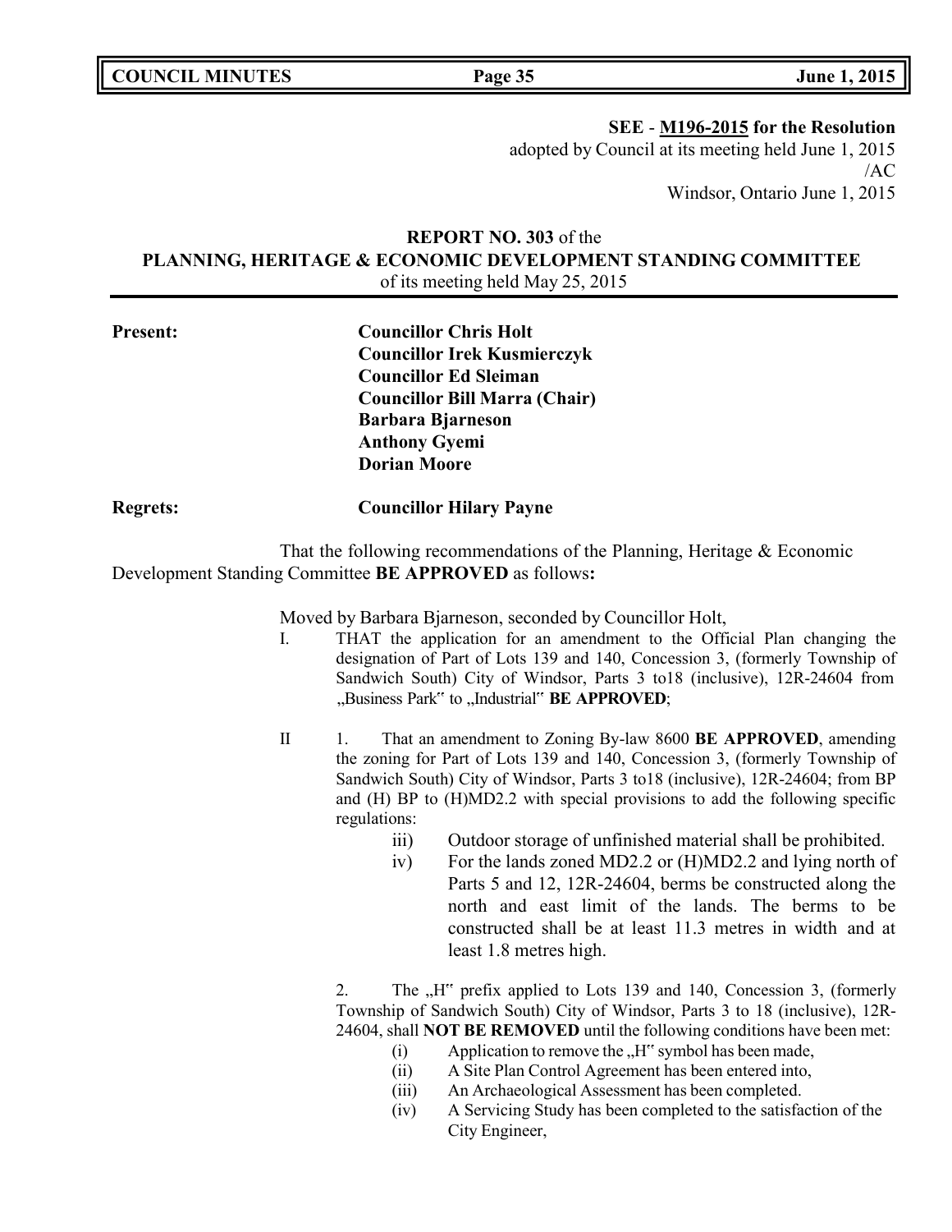**SEE - M196-2015 for the Resolution**
adopted by Council at its meeting held June 1, 2015
/AC
Windsor, Ontario June 1, 2015

**REPORT NO. 303** of the
**PLANNING, HERITAGE & ECONOMIC DEVELOPMENT STANDING COMMITTEE**
of its meeting held May 25, 2015

**Present:** **Councillor Chris Holt**
**Councillor Irek Kusmierczyk**
**Councillor Ed Sleiman**
**Councillor Bill Marra (Chair)**
**Barbara Bjarneson**
**Anthony Gyemi**
**Dorian Moore**

**Regrets:** **Councillor Hilary Payne**

That the following recommendations of the Planning, Heritage & Economic Development Standing Committee **BE APPROVED** as follows**:**

Moved by Barbara Bjarneson, seconded by Councillor Holt,

I. THAT the application for an amendment to the Official Plan changing the designation of Part of Lots 139 and 140, Concession 3, (formerly Township of Sandwich South) City of Windsor, Parts 3 to18 (inclusive), 12R-24604 from „Business Park" to „Industrial" **BE APPROVED**;

II 1. That an amendment to Zoning By-law 8600 **BE APPROVED**, amending the zoning for Part of Lots 139 and 140, Concession 3, (formerly Township of Sandwich South) City of Windsor, Parts 3 to18 (inclusive), 12R-24604; from BP and (H) BP to (H)MD2.2 with special provisions to add the following specific regulations:

iii) Outdoor storage of unfinished material shall be prohibited.

iv) For the lands zoned MD2.2 or (H)MD2.2 and lying north of Parts 5 and 12, 12R-24604, berms be constructed along the north and east limit of the lands. The berms to be constructed shall be at least 11.3 metres in width and at least 1.8 metres high.

2. The „H" prefix applied to Lots 139 and 140, Concession 3, (formerly Township of Sandwich South) City of Windsor, Parts 3 to 18 (inclusive), 12R-24604, shall **NOT BE REMOVED** until the following conditions have been met:

(i) Application to remove the „H" symbol has been made,
(ii) A Site Plan Control Agreement has been entered into,
(iii) An Archaeological Assessment has been completed.
(iv) A Servicing Study has been completed to the satisfaction of the City Engineer,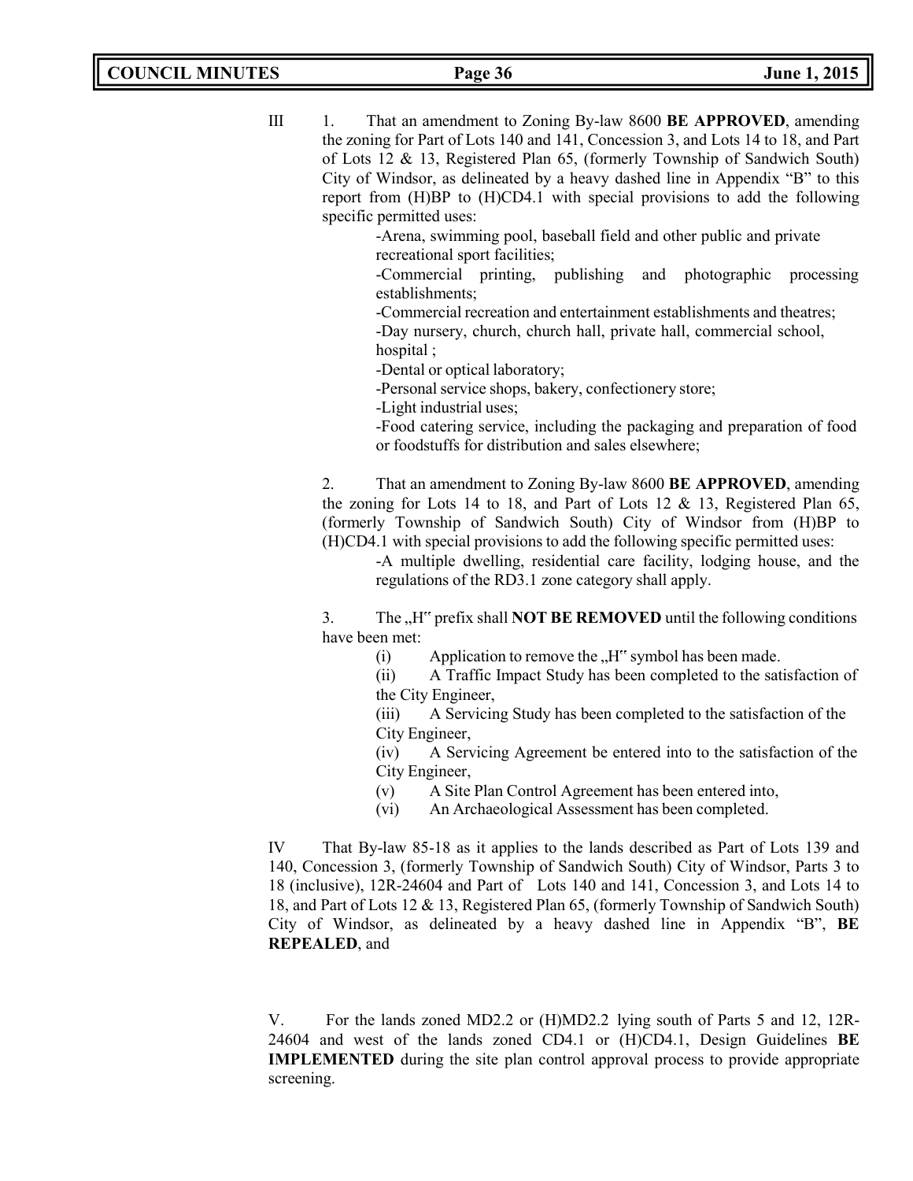III 1. That an amendment to Zoning By-law 8600 **BE APPROVED**, amending the zoning for Part of Lots 140 and 141, Concession 3, and Lots 14 to 18, and Part of Lots 12 & 13, Registered Plan 65, (formerly Township of Sandwich South) City of Windsor, as delineated by a heavy dashed line in Appendix "B" to this report from (H)BP to (H)CD4.1 with special provisions to add the following specific permitted uses:

-Arena, swimming pool, baseball field and other public and private recreational sport facilities;
-Commercial printing, publishing and photographic processing establishments;
-Commercial recreation and entertainment establishments and theatres;
-Day nursery, church, church hall, private hall, commercial school, hospital ;
-Dental or optical laboratory;
-Personal service shops, bakery, confectionery store;
-Light industrial uses;
-Food catering service, including the packaging and preparation of food or foodstuffs for distribution and sales elsewhere;

2. That an amendment to Zoning By-law 8600 **BE APPROVED**, amending the zoning for Lots 14 to 18, and Part of Lots 12 & 13, Registered Plan 65, (formerly Township of Sandwich South) City of Windsor from (H)BP to (H)CD4.1 with special provisions to add the following specific permitted uses:

-A multiple dwelling, residential care facility, lodging house, and the regulations of the RD3.1 zone category shall apply.

3. The „H" prefix shall **NOT BE REMOVED** until the following conditions have been met:

(i) Application to remove the „H" symbol has been made.
(ii) A Traffic Impact Study has been completed to the satisfaction of the City Engineer,
(iii) A Servicing Study has been completed to the satisfaction of the City Engineer,
(iv) A Servicing Agreement be entered into to the satisfaction of the City Engineer,
(v) A Site Plan Control Agreement has been entered into,
(vi) An Archaeological Assessment has been completed.

IV That By-law 85-18 as it applies to the lands described as Part of Lots 139 and 140, Concession 3, (formerly Township of Sandwich South) City of Windsor, Parts 3 to 18 (inclusive), 12R-24604 and Part of Lots 140 and 141, Concession 3, and Lots 14 to 18, and Part of Lots 12 & 13, Registered Plan 65, (formerly Township of Sandwich South) City of Windsor, as delineated by a heavy dashed line in Appendix "B", **BE REPEALED**, and

V. For the lands zoned MD2.2 or (H)MD2.2 lying south of Parts 5 and 12, 12R-24604 and west of the lands zoned CD4.1 or (H)CD4.1, Design Guidelines **BE IMPLEMENTED** during the site plan control approval process to provide appropriate screening.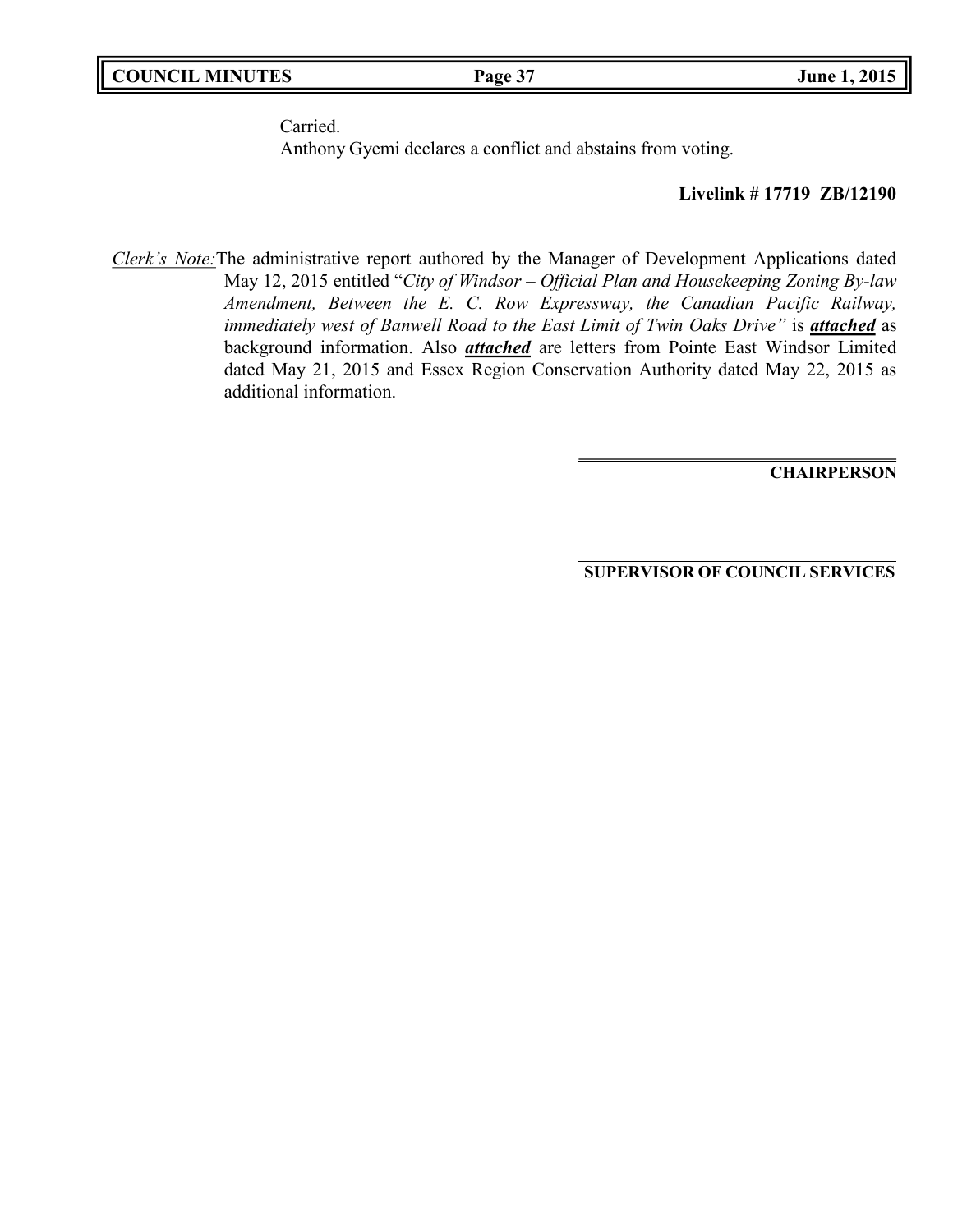Carried.
Anthony Gyemi declares a conflict and abstains from voting.

**Livelink # 17719 ZB/12190**

*Clerk's Note:* The administrative report authored by the Manager of Development Applications dated May 12, 2015 entitled "*City of Windsor – Official Plan and Housekeeping Zoning By-law Amendment, Between the E. C. Row Expressway, the Canadian Pacific Railway, immediately west of Banwell Road to the East Limit of Twin Oaks Drive"* is ***attached*** as background information. Also ***attached*** are letters from Pointe East Windsor Limited dated May 21, 2015 and Essex Region Conservation Authority dated May 22, 2015 as additional information.

**CHAIRPERSON**

**SUPERVISOR OF COUNCIL SERVICES**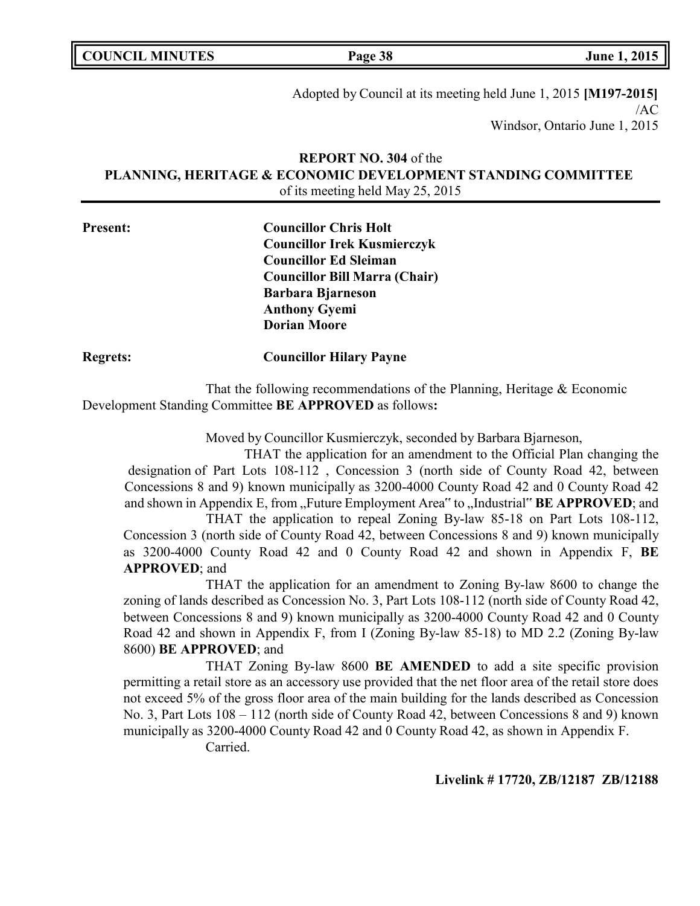Adopted by Council at its meeting held June 1, 2015 **[M197-2015]**
/AC
Windsor, Ontario June 1, 2015

**REPORT NO. 304** of the
**PLANNING, HERITAGE & ECONOMIC DEVELOPMENT STANDING COMMITTEE**
of its meeting held May 25, 2015

**Present:**
**Councillor Chris Holt**
**Councillor Irek Kusmierczyk**
**Councillor Ed Sleiman**
**Councillor Bill Marra (Chair)**
**Barbara Bjarneson**
**Anthony Gyemi**
**Dorian Moore**

**Regrets:** **Councillor Hilary Payne**

That the following recommendations of the Planning, Heritage & Economic Development Standing Committee **BE APPROVED** as follows**:**

Moved by Councillor Kusmierczyk, seconded by Barbara Bjarneson,

THAT the application for an amendment to the Official Plan changing the designation of Part Lots 108-112 , Concession 3 (north side of County Road 42, between Concessions 8 and 9) known municipally as 3200-4000 County Road 42 and 0 County Road 42 and shown in Appendix E, from „Future Employment Area" to „Industrial" **BE APPROVED**; and

THAT the application to repeal Zoning By-law 85-18 on Part Lots 108-112, Concession 3 (north side of County Road 42, between Concessions 8 and 9) known municipally as 3200-4000 County Road 42 and 0 County Road 42 and shown in Appendix F, **BE APPROVED**; and

THAT the application for an amendment to Zoning By-law 8600 to change the zoning of lands described as Concession No. 3, Part Lots 108-112 (north side of County Road 42, between Concessions 8 and 9) known municipally as 3200-4000 County Road 42 and 0 County Road 42 and shown in Appendix F, from I (Zoning By-law 85-18) to MD 2.2 (Zoning By-law 8600) **BE APPROVED**; and

THAT Zoning By-law 8600 **BE AMENDED** to add a site specific provision permitting a retail store as an accessory use provided that the net floor area of the retail store does not exceed 5% of the gross floor area of the main building for the lands described as Concession No. 3, Part Lots 108 – 112 (north side of County Road 42, between Concessions 8 and 9) known municipally as 3200-4000 County Road 42 and 0 County Road 42, as shown in Appendix F.

Carried.

**Livelink # 17720, ZB/12187 ZB/12188**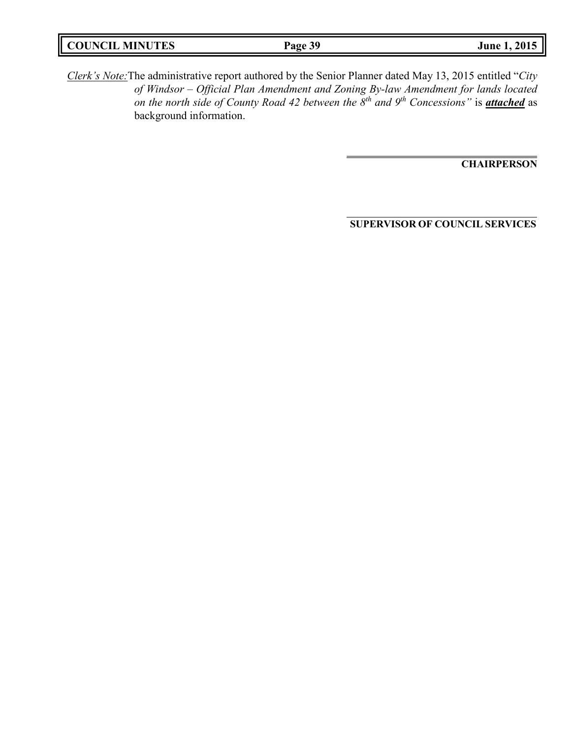*Clerk's Note:* The administrative report authored by the Senior Planner dated May 13, 2015 entitled "*City of Windsor – Official Plan Amendment and Zoning By-law Amendment for lands located on the north side of County Road 42 between the 8$^{th}$ and 9$^{th}$ Concessions"* is ***attached*** as background information.

**CHAIRPERSON**

**SUPERVISOR OF COUNCIL SERVICES**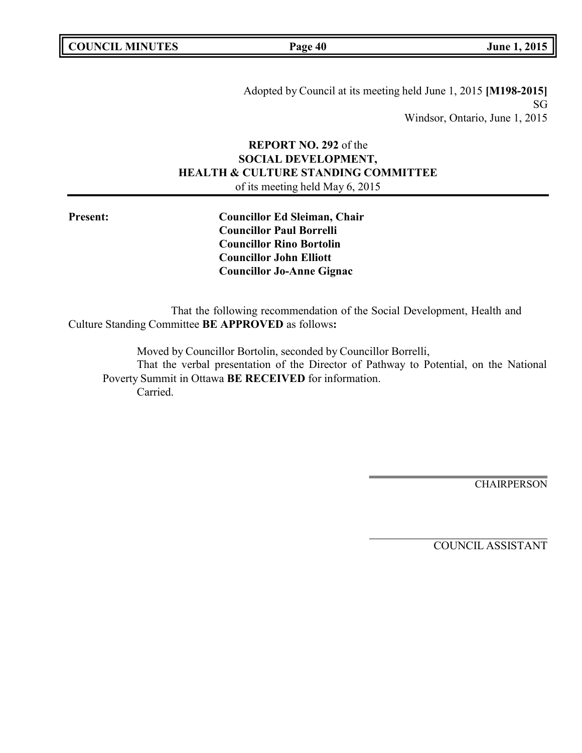Adopted by Council at its meeting held June 1, 2015 **[M198-2015]**
SG
Windsor, Ontario, June 1, 2015

**REPORT NO. 292** of the
**SOCIAL DEVELOPMENT,**
**HEALTH & CULTURE STANDING COMMITTEE**
of its meeting held May 6, 2015

**Present:**

**Councillor Ed Sleiman, Chair**
**Councillor Paul Borrelli**
**Councillor Rino Bortolin**
**Councillor John Elliott**
**Councillor Jo-Anne Gignac**

That the following recommendation of the Social Development, Health and Culture Standing Committee **BE APPROVED** as follows**:**

Moved by Councillor Bortolin, seconded by Councillor Borrelli,
That the verbal presentation of the Director of Pathway to Potential, on the National Poverty Summit in Ottawa **BE RECEIVED** for information.
Carried.

CHAIRPERSON

COUNCIL ASSISTANT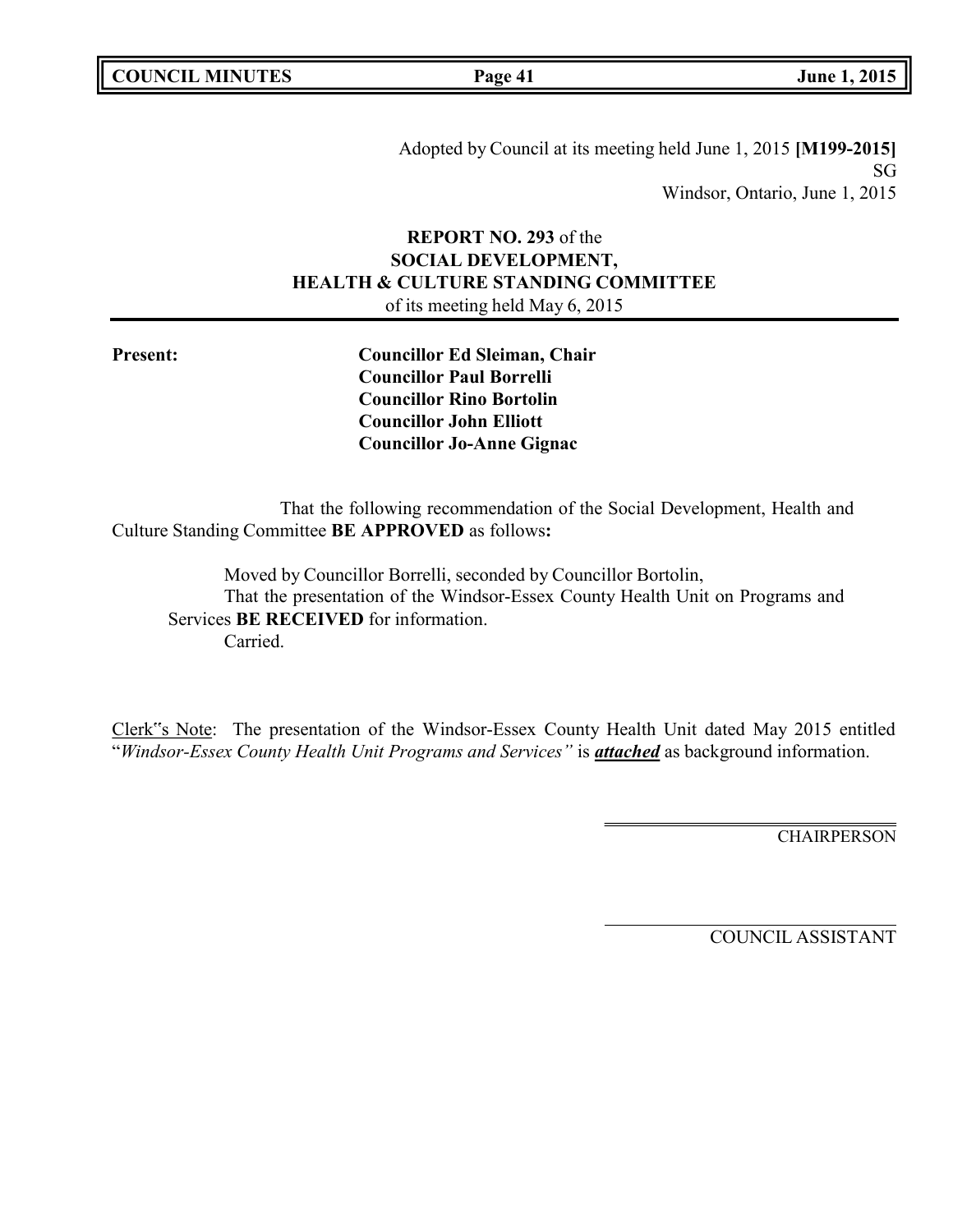Adopted by Council at its meeting held June 1, 2015 **[M199-2015]**
SG
Windsor, Ontario, June 1, 2015

**REPORT NO. 293** of the
**SOCIAL DEVELOPMENT,**
**HEALTH & CULTURE STANDING COMMITTEE**
of its meeting held May 6, 2015

**Present:**

**Councillor Ed Sleiman, Chair**
**Councillor Paul Borrelli**
**Councillor Rino Bortolin**
**Councillor John Elliott**
**Councillor Jo-Anne Gignac**

That the following recommendation of the Social Development, Health and Culture Standing Committee **BE APPROVED** as follows**:**

Moved by Councillor Borrelli, seconded by Councillor Bortolin,
That the presentation of the Windsor-Essex County Health Unit on Programs and Services **BE RECEIVED** for information.
Carried.

Clerk"s Note: The presentation of the Windsor-Essex County Health Unit dated May 2015 entitled "*Windsor-Essex County Health Unit Programs and Services"* is ***attached*** as background information.

CHAIRPERSON

COUNCIL ASSISTANT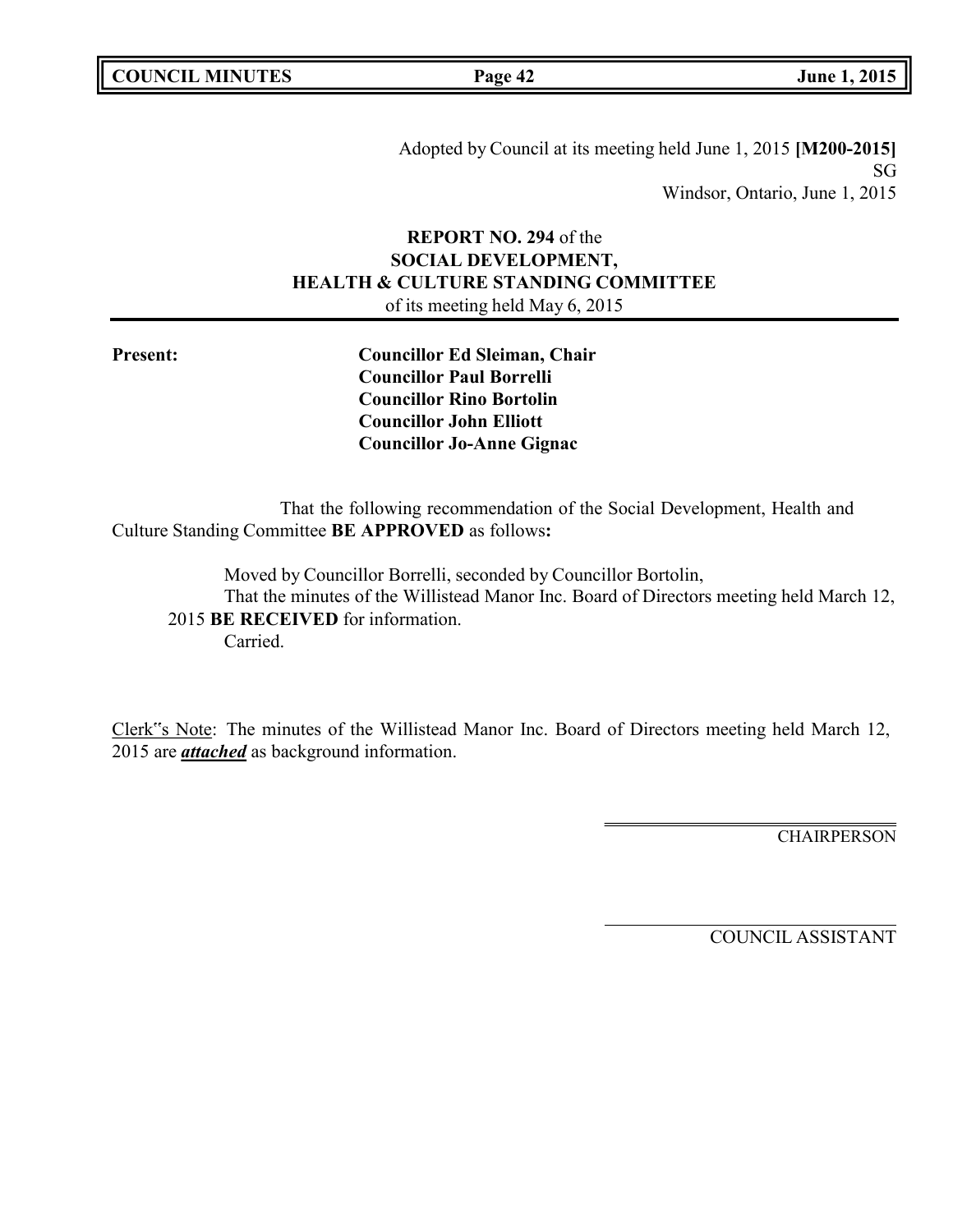Adopted by Council at its meeting held June 1, 2015 **[M200-2015]**
SG
Windsor, Ontario, June 1, 2015

**REPORT NO. 294** of the
**SOCIAL DEVELOPMENT,**
**HEALTH & CULTURE STANDING COMMITTEE**
of its meeting held May 6, 2015

**Present:**

**Councillor Ed Sleiman, Chair**
**Councillor Paul Borrelli**
**Councillor Rino Bortolin**
**Councillor John Elliott**
**Councillor Jo-Anne Gignac**

That the following recommendation of the Social Development, Health and Culture Standing Committee **BE APPROVED** as follows**:**

Moved by Councillor Borrelli, seconded by Councillor Bortolin,
That the minutes of the Willistead Manor Inc. Board of Directors meeting held March 12, 2015 **BE RECEIVED** for information.
Carried.

Clerk‟s Note: The minutes of the Willistead Manor Inc. Board of Directors meeting held March 12, 2015 are ***attached*** as background information.

CHAIRPERSON

COUNCIL ASSISTANT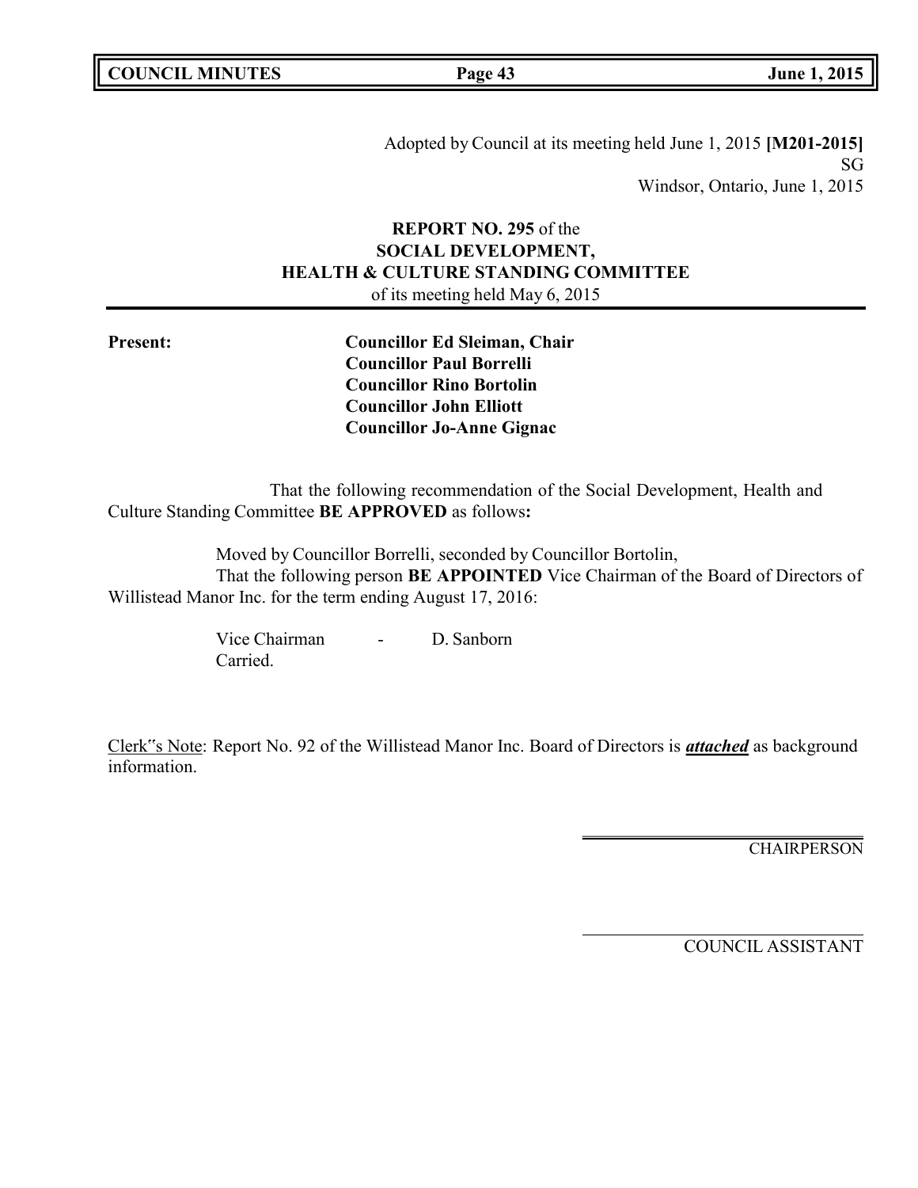Adopted by Council at its meeting held June 1, 2015 **[M201-2015]**
SG
Windsor, Ontario, June 1, 2015

**REPORT NO. 295** of the
**SOCIAL DEVELOPMENT,**
**HEALTH & CULTURE STANDING COMMITTEE**
of its meeting held May 6, 2015

**Present:**

**Councillor Ed Sleiman, Chair**
**Councillor Paul Borrelli**
**Councillor Rino Bortolin**
**Councillor John Elliott**
**Councillor Jo-Anne Gignac**

That the following recommendation of the Social Development, Health and Culture Standing Committee **BE APPROVED** as follows**:**

Moved by Councillor Borrelli, seconded by Councillor Bortolin,
That the following person **BE APPOINTED** Vice Chairman of the Board of Directors of Willistead Manor Inc. for the term ending August 17, 2016:

Vice Chairman - D. Sanborn
Carried.

Clerk‟s Note: Report No. 92 of the Willistead Manor Inc. Board of Directors is ***attached*** as background information.

CHAIRPERSON

COUNCIL ASSISTANT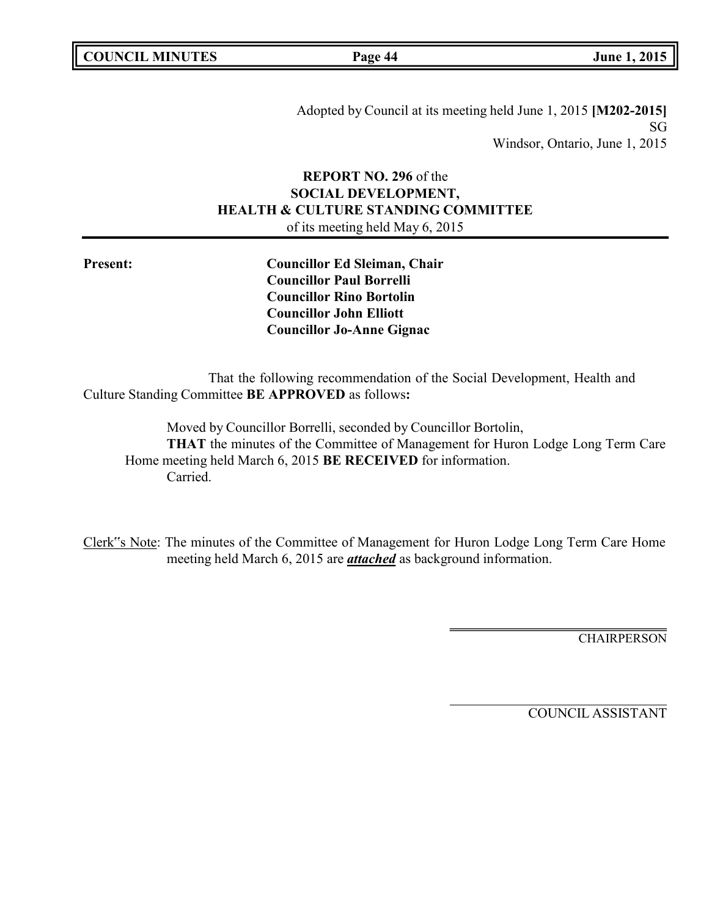Adopted by Council at its meeting held June 1, 2015 **[M202-2015]**
SG
Windsor, Ontario, June 1, 2015

**REPORT NO. 296** of the
**SOCIAL DEVELOPMENT,**
**HEALTH & CULTURE STANDING COMMITTEE**
of its meeting held May 6, 2015

**Present:**

**Councillor Ed Sleiman, Chair**
**Councillor Paul Borrelli**
**Councillor Rino Bortolin**
**Councillor John Elliott**
**Councillor Jo-Anne Gignac**

That the following recommendation of the Social Development, Health and Culture Standing Committee **BE APPROVED** as follows**:**

Moved by Councillor Borrelli, seconded by Councillor Bortolin,
**THAT** the minutes of the Committee of Management for Huron Lodge Long Term Care Home meeting held March 6, 2015 **BE RECEIVED** for information.
Carried.

Clerk"s Note: The minutes of the Committee of Management for Huron Lodge Long Term Care Home meeting held March 6, 2015 are ***attached*** as background information.

CHAIRPERSON

COUNCIL ASSISTANT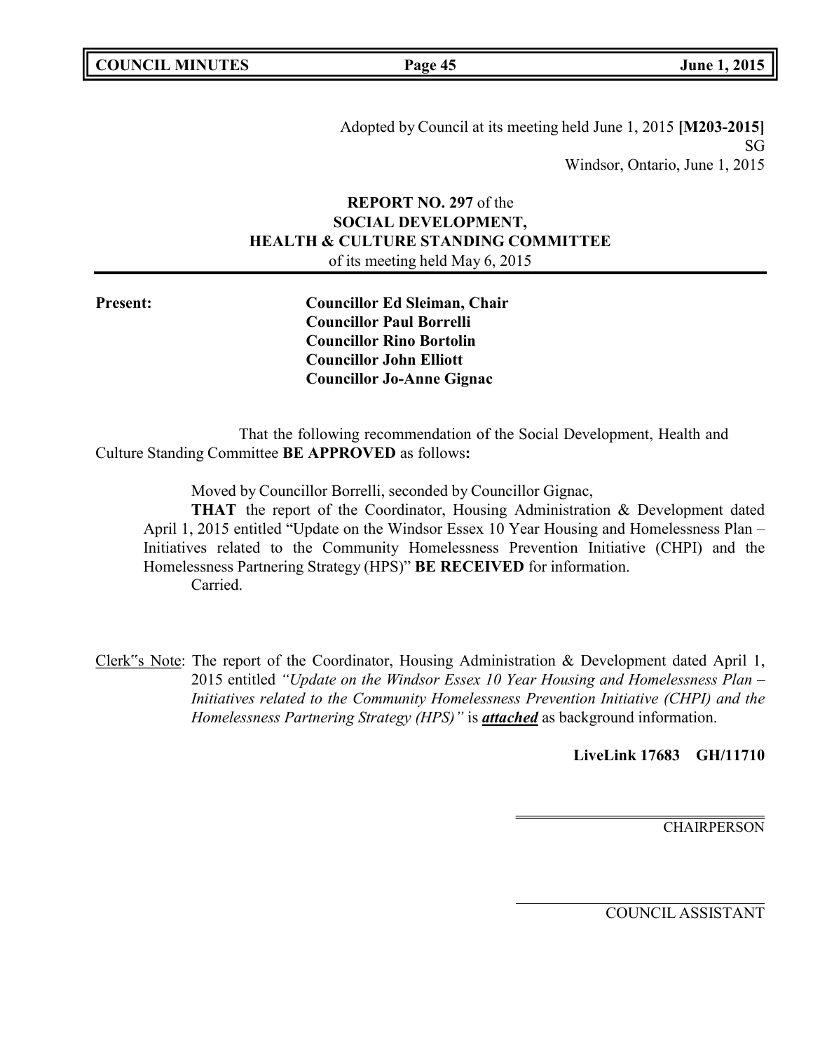Adopted by Council at its meeting held June 1, 2015 **[M203-2015]**
SG
Windsor, Ontario, June 1, 2015

**REPORT NO. 297** of the
**SOCIAL DEVELOPMENT,**
**HEALTH & CULTURE STANDING COMMITTEE**
of its meeting held May 6, 2015

**Present:**

**Councillor Ed Sleiman, Chair**
**Councillor Paul Borrelli**
**Councillor Rino Bortolin**
**Councillor John Elliott**
**Councillor Jo-Anne Gignac**

That the following recommendation of the Social Development, Health and Culture Standing Committee **BE APPROVED** as follows**:**

Moved by Councillor Borrelli, seconded by Councillor Gignac,

**THAT** the report of the Coordinator, Housing Administration & Development dated April 1, 2015 entitled "Update on the Windsor Essex 10 Year Housing and Homelessness Plan – Initiatives related to the Community Homelessness Prevention Initiative (CHPI) and the Homelessness Partnering Strategy (HPS)" **BE RECEIVED** for information.

Carried.

Clerk‟s Note: The report of the Coordinator, Housing Administration & Development dated April 1, 2015 entitled *"Update on the Windsor Essex 10 Year Housing and Homelessness Plan – Initiatives related to the Community Homelessness Prevention Initiative (CHPI) and the Homelessness Partnering Strategy (HPS)"* is ***attached*** as background information.

**LiveLink 17683 GH/11710**

CHAIRPERSON

COUNCIL ASSISTANT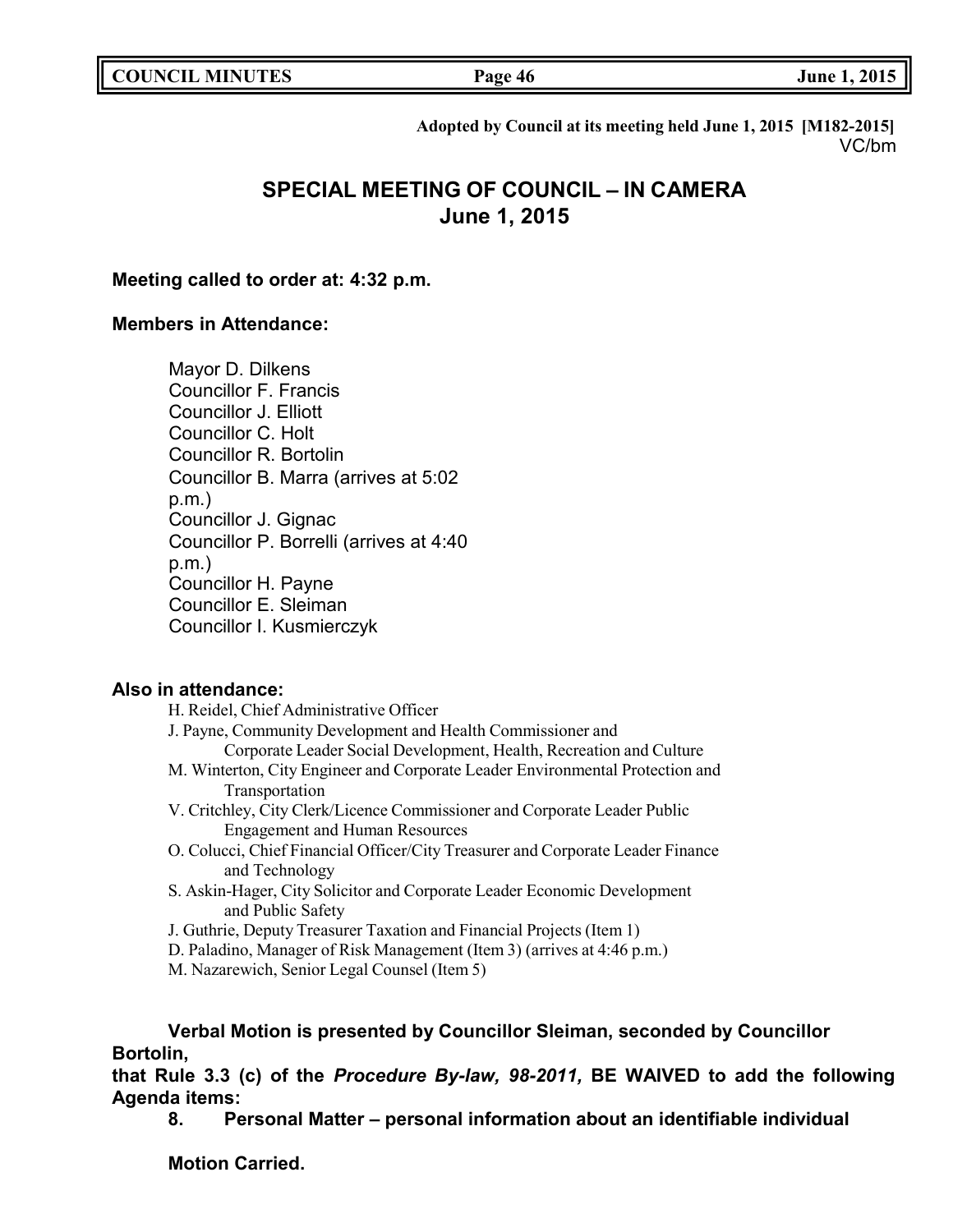**Adopted by Council at its meeting held June 1, 2015 [M182-2015]**
VC/bm

# SPECIAL MEETING OF COUNCIL – IN CAMERA
## June 1, 2015

**Meeting called to order at: 4:32 p.m.**

**Members in Attendance:**

Mayor D. Dilkens
Councillor F. Francis
Councillor J. Elliott
Councillor C. Holt
Councillor R. Bortolin
Councillor B. Marra (arrives at 5:02 p.m.)
Councillor J. Gignac
Councillor P. Borrelli (arrives at 4:40 p.m.)
Councillor H. Payne
Councillor E. Sleiman
Councillor I. Kusmierczyk

**Also in attendance:**

H. Reidel, Chief Administrative Officer
J. Payne, Community Development and Health Commissioner and Corporate Leader Social Development, Health, Recreation and Culture
M. Winterton, City Engineer and Corporate Leader Environmental Protection and Transportation
V. Critchley, City Clerk/Licence Commissioner and Corporate Leader Public Engagement and Human Resources
O. Colucci, Chief Financial Officer/City Treasurer and Corporate Leader Finance and Technology
S. Askin-Hager, City Solicitor and Corporate Leader Economic Development and Public Safety
J. Guthrie, Deputy Treasurer Taxation and Financial Projects (Item 1)
D. Paladino, Manager of Risk Management (Item 3) (arrives at 4:46 p.m.)
M. Nazarewich, Senior Legal Counsel (Item 5)

**Verbal Motion is presented by Councillor Sleiman, seconded by Councillor Bortolin,**

**that Rule 3.3 (c) of the *Procedure By-law, 98-2011,* BE WAIVED to add the following Agenda items:**

**8. Personal Matter – personal information about an identifiable individual**

**Motion Carried.**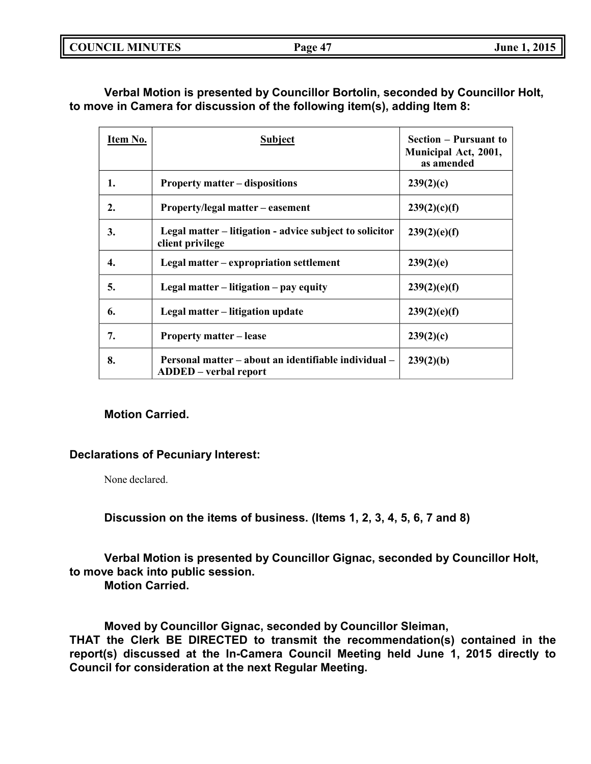**Verbal Motion is presented by Councillor Bortolin, seconded by Councillor Holt, to move in Camera for discussion of the following item(s), adding Item 8:**

| Item No. | Subject | Section – Pursuant to Municipal Act, 2001, as amended |
|---|---|---|
| 1. | Property matter – dispositions | 239(2)(c) |
| 2. | Property/legal matter – easement | 239(2)(c)(f) |
| 3. | Legal matter – litigation - advice subject to solicitor client privilege | 239(2)(e)(f) |
| 4. | Legal matter – expropriation settlement | 239(2)(e) |
| 5. | Legal matter – litigation – pay equity | 239(2)(e)(f) |
| 6. | Legal matter – litigation update | 239(2)(e)(f) |
| 7. | Property matter – lease | 239(2)(c) |
| 8. | Personal matter – about an identifiable individual – ADDED – verbal report | 239(2)(b) |

**Motion Carried.**

**Declarations of Pecuniary Interest:**

None declared.

**Discussion on the items of business. (Items 1, 2, 3, 4, 5, 6, 7 and 8)**

**Verbal Motion is presented by Councillor Gignac, seconded by Councillor Holt, to move back into public session.**
**Motion Carried.**

**Moved by Councillor Gignac, seconded by Councillor Sleiman,**
**THAT the Clerk BE DIRECTED to transmit the recommendation(s) contained in the report(s) discussed at the In-Camera Council Meeting held June 1, 2015 directly to Council for consideration at the next Regular Meeting.**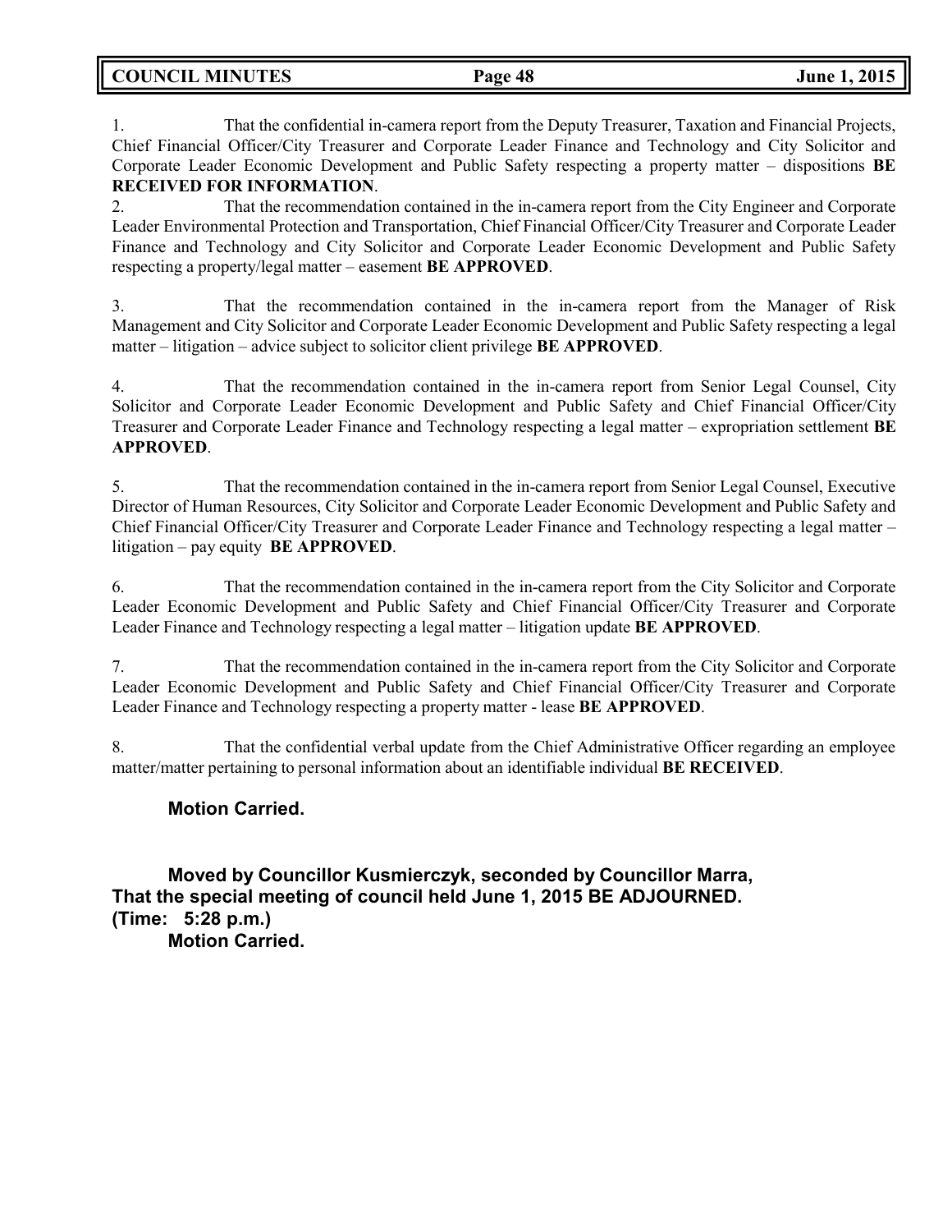1. That the confidential in-camera report from the Deputy Treasurer, Taxation and Financial Projects, Chief Financial Officer/City Treasurer and Corporate Leader Finance and Technology and City Solicitor and Corporate Leader Economic Development and Public Safety respecting a property matter – dispositions **BE RECEIVED FOR INFORMATION**.

2. That the recommendation contained in the in-camera report from the City Engineer and Corporate Leader Environmental Protection and Transportation, Chief Financial Officer/City Treasurer and Corporate Leader Finance and Technology and City Solicitor and Corporate Leader Economic Development and Public Safety respecting a property/legal matter – easement **BE APPROVED**.

3. That the recommendation contained in the in-camera report from the Manager of Risk Management and City Solicitor and Corporate Leader Economic Development and Public Safety respecting a legal matter – litigation – advice subject to solicitor client privilege **BE APPROVED**.

4. That the recommendation contained in the in-camera report from Senior Legal Counsel, City Solicitor and Corporate Leader Economic Development and Public Safety and Chief Financial Officer/City Treasurer and Corporate Leader Finance and Technology respecting a legal matter – expropriation settlement **BE APPROVED**.

5. That the recommendation contained in the in-camera report from Senior Legal Counsel, Executive Director of Human Resources, City Solicitor and Corporate Leader Economic Development and Public Safety and Chief Financial Officer/City Treasurer and Corporate Leader Finance and Technology respecting a legal matter – litigation – pay equity **BE APPROVED**.

6. That the recommendation contained in the in-camera report from the City Solicitor and Corporate Leader Economic Development and Public Safety and Chief Financial Officer/City Treasurer and Corporate Leader Finance and Technology respecting a legal matter – litigation update **BE APPROVED**.

7. That the recommendation contained in the in-camera report from the City Solicitor and Corporate Leader Economic Development and Public Safety and Chief Financial Officer/City Treasurer and Corporate Leader Finance and Technology respecting a property matter - lease **BE APPROVED**.

8. That the confidential verbal update from the Chief Administrative Officer regarding an employee matter/matter pertaining to personal information about an identifiable individual **BE RECEIVED**.

**Motion Carried.**

**Moved by Councillor Kusmierczyk, seconded by Councillor Marra,**
**That the special meeting of council held June 1, 2015 BE ADJOURNED.**
**(Time: 5:28 p.m.)**
**Motion Carried.**